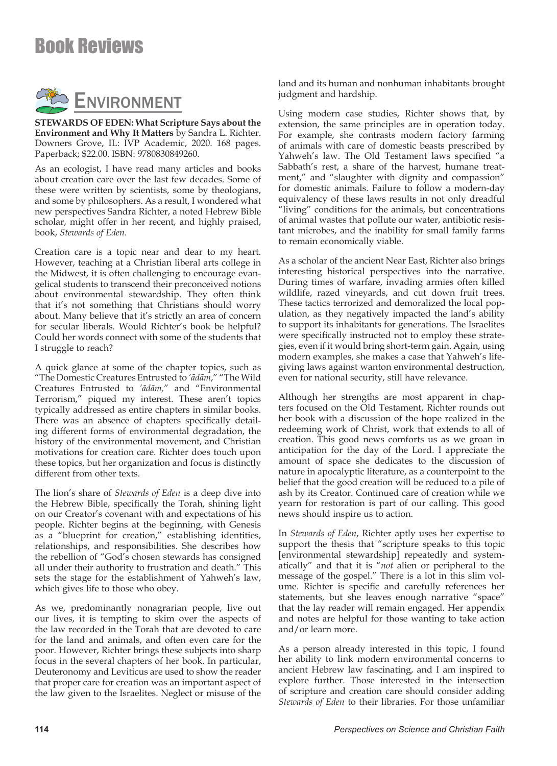# Book Reviews

## Environment

**STEWARDS OF EDEN: What Scripture Says about the Environment and Why It Matters** by Sandra L. Richter. Downers Grove, IL: IVP Academic, 2020. 168 pages. Paperback; $22.00. ISBN: 9780830849260.

As an ecologist, I have read many articles and books about creation care over the last few decades. Some of these were written by scientists, some by theologians, and some by philosophers. As a result, I wondered what new perspectives Sandra Richter, a noted Hebrew Bible scholar, might offer in her recent, and highly praised, book, *Stewards of Eden*.

Creation care is a topic near and dear to my heart. However, teaching at a Christian liberal arts college in the Midwest, it is often challenging to encourage evangelical students to transcend their preconceived notions about environmental stewardship. They often think that it's not something that Christians should worry about. Many believe that it's strictly an area of concern for secular liberals. Would Richter's book be helpful? Could her words connect with some of the students that I struggle to reach?

A quick glance at some of the chapter topics, such as "The Domestic Creatures Entrusted to *'ādām*," "The Wild Creatures Entrusted to *'ādām,*" and "Environmental Terrorism," piqued my interest. These aren't topics typically addressed as entire chapters in similar books. There was an absence of chapters specifically detailing different forms of environmental degradation, the history of the environmental movement, and Christian motivations for creation care. Richter does touch upon these topics, but her organization and focus is distinctly different from other texts.

The lion's share of *Stewards of Eden* is a deep dive into the Hebrew Bible, specifically the Torah, shining light on our Creator's covenant with and expectations of his people. Richter begins at the beginning, with Genesis as a "blueprint for creation," establishing identities, relationships, and responsibilities. She describes how the rebellion of "God's chosen stewards has consigned all under their authority to frustration and death." This sets the stage for the establishment of Yahweh's law, which gives life to those who obey.

As we, predominantly nonagrarian people, live out our lives, it is tempting to skim over the aspects of the law recorded in the Torah that are devoted to care for the land and animals, and often even care for the poor. However, Richter brings these subjects into sharp focus in the several chapters of her book. In particular, Deuteronomy and Leviticus are used to show the reader that proper care for creation was an important aspect of the law given to the Israelites. Neglect or misuse of the land and its human and nonhuman inhabitants brought judgment and hardship.

Using modern case studies, Richter shows that, by extension, the same principles are in operation today. For example, she contrasts modern factory farming of animals with care of domestic beasts prescribed by Yahweh's law. The Old Testament laws specified "a Sabbath's rest, a share of the harvest, humane treatment," and "slaughter with dignity and compassion" for domestic animals. Failure to follow a modern-day equivalency of these laws results in not only dreadful "living" conditions for the animals, but concentrations of animal wastes that pollute our water, antibiotic resistant microbes, and the inability for small family farms to remain economically viable.

As a scholar of the ancient Near East, Richter also brings interesting historical perspectives into the narrative. During times of warfare, invading armies often killed wildlife, razed vineyards, and cut down fruit trees. These tactics terrorized and demoralized the local population, as they negatively impacted the land's ability to support its inhabitants for generations. The Israelites were specifically instructed not to employ these strategies, even if it would bring short-term gain. Again, using modern examples, she makes a case that Yahweh's life-giving laws against wanton environmental destruction, even for national security, still have relevance.

Although her strengths are most apparent in chapters focused on the Old Testament, Richter rounds out her book with a discussion of the hope realized in the redeeming work of Christ, work that extends to all of creation. This good news comforts us as we groan in anticipation for the day of the Lord. I appreciate the amount of space she dedicates to the discussion of nature in apocalyptic literature, as a counterpoint to the belief that the good creation will be reduced to a pile of ash by its Creator. Continued care of creation while we yearn for restoration is part of our calling. This good news should inspire us to action.

In *Stewards of Eden*, Richter aptly uses her expertise to support the thesis that "scripture speaks to this topic [environmental stewardship] repeatedly and systematically" and that it is "*not* alien or peripheral to the message of the gospel." There is a lot in this slim volume. Richter is specific and carefully references her statements, but she leaves enough narrative "space" that the lay reader will remain engaged. Her appendix and notes are helpful for those wanting to take action and/or learn more.

As a person already interested in this topic, I found her ability to link modern environmental concerns to ancient Hebrew law fascinating, and I am inspired to explore further. Those interested in the intersection of scripture and creation care should consider adding *Stewards of Eden* to their libraries. For those unfamiliar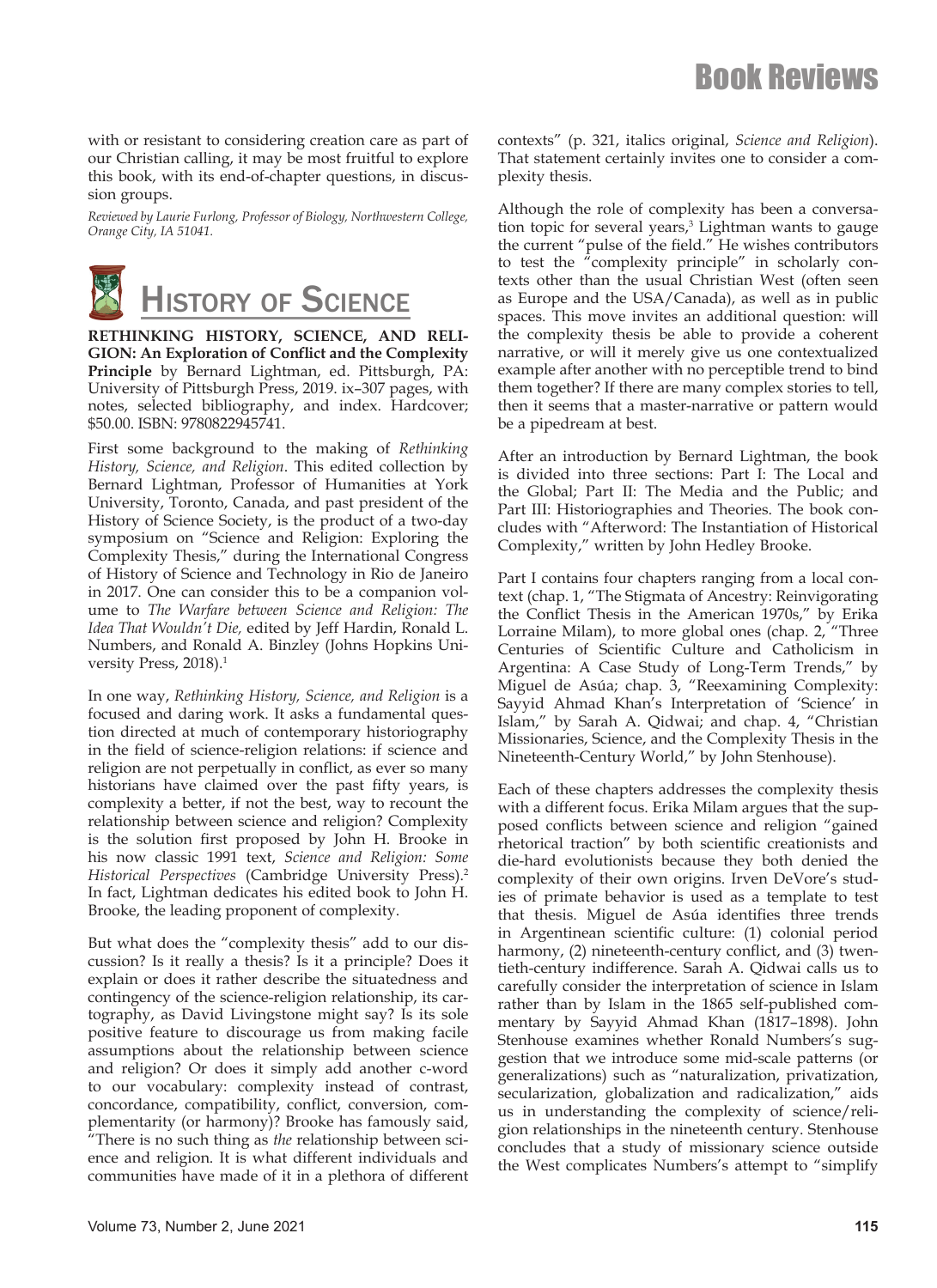with or resistant to considering creation care as part of our Christian calling, it may be most fruitful to explore this book, with its end-of-chapter questions, in discussion groups.

*Reviewed by Laurie Furlong, Professor of Biology, Northwestern College, Orange City, IA 51041.*

## History of Science

**RETHINKING HISTORY, SCIENCE, AND RELIGION: An Exploration of Conflict and the Complexity Principle** by Bernard Lightman, ed. Pittsburgh, PA: University of Pittsburgh Press, 2019. ix–307 pages, with notes, selected bibliography, and index. Hardcover; $50.00. ISBN: 9780822945741.

First some background to the making of *Rethinking History, Science, and Religion*. This edited collection by Bernard Lightman, Professor of Humanities at York University, Toronto, Canada, and past president of the History of Science Society, is the product of a two-day symposium on "Science and Religion: Exploring the Complexity Thesis," during the International Congress of History of Science and Technology in Rio de Janeiro in 2017. One can consider this to be a companion volume to *The Warfare between Science and Religion: The Idea That Wouldn't Die,* edited by Jeff Hardin, Ronald L. Numbers, and Ronald A. Binzley (Johns Hopkins University Press, 2018).[1]

In one way, *Rethinking History, Science, and Religion* is a focused and daring work. It asks a fundamental question directed at much of contemporary historiography in the field of science-religion relations: if science and religion are not perpetually in conflict, as ever so many historians have claimed over the past fifty years, is complexity a better, if not the best, way to recount the relationship between science and religion? Complexity is the solution first proposed by John H. Brooke in his now classic 1991 text, *Science and Religion: Some Historical Perspectives* (Cambridge University Press).[2] In fact, Lightman dedicates his edited book to John H. Brooke, the leading proponent of complexity.

But what does the "complexity thesis" add to our discussion? Is it really a thesis? Is it a principle? Does it explain or does it rather describe the situatedness and contingency of the science-religion relationship, its cartography, as David Livingstone might say? Is its sole positive feature to discourage us from making facile assumptions about the relationship between science and religion? Or does it simply add another c-word to our vocabulary: complexity instead of contrast, concordance, compatibility, conflict, conversion, complementarity (or harmony)? Brooke has famously said, "There is no such thing as *the* relationship between science and religion. It is what different individuals and communities have made of it in a plethora of different contexts" (p. 321, italics original, *Science and Religion*). That statement certainly invites one to consider a complexity thesis.

Although the role of complexity has been a conversation topic for several years,[3] Lightman wants to gauge the current "pulse of the field." He wishes contributors to test the "complexity principle" in scholarly contexts other than the usual Christian West (often seen as Europe and the USA/Canada), as well as in public spaces. This move invites an additional question: will the complexity thesis be able to provide a coherent narrative, or will it merely give us one contextualized example after another with no perceptible trend to bind them together? If there are many complex stories to tell, then it seems that a master-narrative or pattern would be a pipedream at best.

After an introduction by Bernard Lightman, the book is divided into three sections: Part I: The Local and the Global; Part II: The Media and the Public; and Part III: Historiographies and Theories. The book concludes with "Afterword: The Instantiation of Historical Complexity," written by John Hedley Brooke.

Part I contains four chapters ranging from a local context (chap. 1, "The Stigmata of Ancestry: Reinvigorating the Conflict Thesis in the American 1970s," by Erika Lorraine Milam), to more global ones (chap. 2, "Three Centuries of Scientific Culture and Catholicism in Argentina: A Case Study of Long-Term Trends," by Miguel de Asúa; chap. 3, "Reexamining Complexity: Sayyid Ahmad Khan's Interpretation of 'Science' in Islam," by Sarah A. Qidwai; and chap. 4, "Christian Missionaries, Science, and the Complexity Thesis in the Nineteenth-Century World," by John Stenhouse).

Each of these chapters addresses the complexity thesis with a different focus. Erika Milam argues that the supposed conflicts between science and religion "gained rhetorical traction" by both scientific creationists and die-hard evolutionists because they both denied the complexity of their own origins. Irven DeVore's studies of primate behavior is used as a template to test that thesis. Miguel de Asúa identifies three trends in Argentinean scientific culture: (1) colonial period harmony, (2) nineteenth-century conflict, and (3) twentieth-century indifference. Sarah A. Qidwai calls us to carefully consider the interpretation of science in Islam rather than by Islam in the 1865 self-published commentary by Sayyid Ahmad Khan (1817–1898). John Stenhouse examines whether Ronald Numbers's suggestion that we introduce some mid-scale patterns (or generalizations) such as "naturalization, privatization, secularization, globalization and radicalization," aids us in understanding the complexity of science/religion relationships in the nineteenth century. Stenhouse concludes that a study of missionary science outside the West complicates Numbers's attempt to "simplify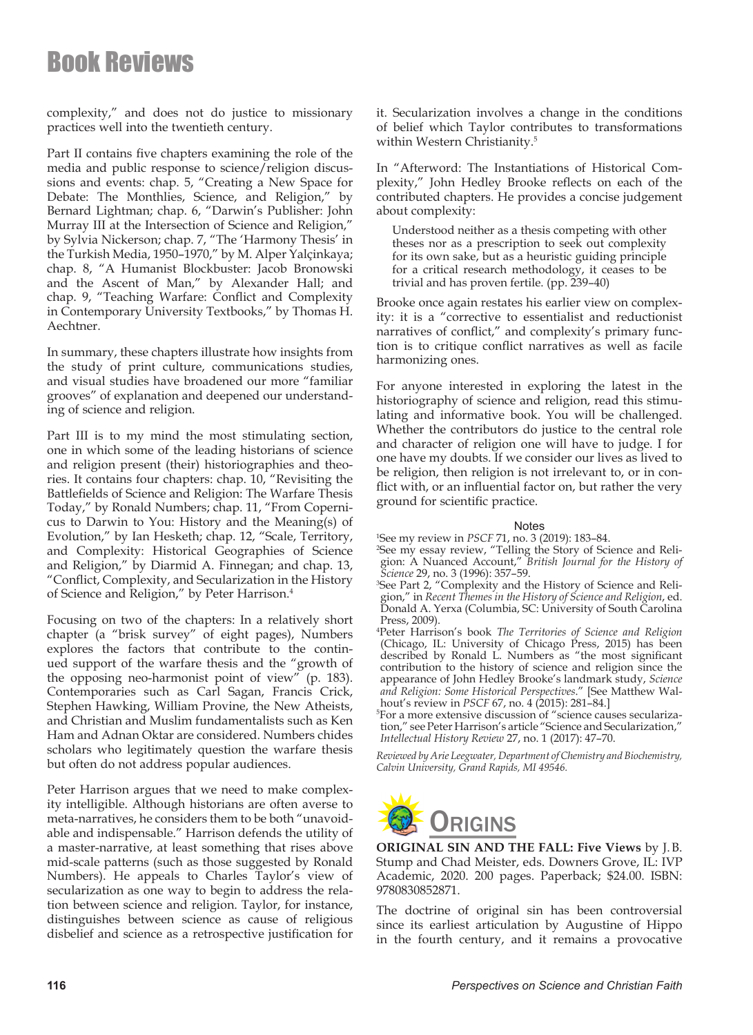# Book Reviews

complexity," and does not do justice to missionary practices well into the twentieth century.

Part II contains five chapters examining the role of the media and public response to science/religion discussions and events: chap. 5, "Creating a New Space for Debate: The Monthlies, Science, and Religion," by Bernard Lightman; chap. 6, "Darwin's Publisher: John Murray III at the Intersection of Science and Religion," by Sylvia Nickerson; chap. 7, "The 'Harmony Thesis' in the Turkish Media, 1950–1970," by M. Alper Yalçinkaya; chap. 8, "A Humanist Blockbuster: Jacob Bronowski and the Ascent of Man," by Alexander Hall; and chap. 9, "Teaching Warfare: Conflict and Complexity in Contemporary University Textbooks," by Thomas H. Aechtner.

In summary, these chapters illustrate how insights from the study of print culture, communications studies, and visual studies have broadened our more "familiar grooves" of explanation and deepened our understanding of science and religion.

Part III is to my mind the most stimulating section, one in which some of the leading historians of science and religion present (their) historiographies and theories. It contains four chapters: chap. 10, "Revisiting the Battlefields of Science and Religion: The Warfare Thesis Today," by Ronald Numbers; chap. 11, "From Copernicus to Darwin to You: History and the Meaning(s) of Evolution," by Ian Hesketh; chap. 12, "Scale, Territory, and Complexity: Historical Geographies of Science and Religion," by Diarmid A. Finnegan; and chap. 13, "Conflict, Complexity, and Secularization in the History of Science and Religion," by Peter Harrison.[4]

Focusing on two of the chapters: In a relatively short chapter (a "brisk survey" of eight pages), Numbers explores the factors that contribute to the continued support of the warfare thesis and the "growth of the opposing neo-harmonist point of view" (p. 183). Contemporaries such as Carl Sagan, Francis Crick, Stephen Hawking, William Provine, the New Atheists, and Christian and Muslim fundamentalists such as Ken Ham and Adnan Oktar are considered. Numbers chides scholars who legitimately question the warfare thesis but often do not address popular audiences.

Peter Harrison argues that we need to make complexity intelligible. Although historians are often averse to meta-narratives, he considers them to be both "unavoidable and indispensable." Harrison defends the utility of a master-narrative, at least something that rises above mid-scale patterns (such as those suggested by Ronald Numbers). He appeals to Charles Taylor's view of secularization as one way to begin to address the relation between science and religion. Taylor, for instance, distinguishes between science as cause of religious disbelief and science as a retrospective justification for it. Secularization involves a change in the conditions of belief which Taylor contributes to transformations within Western Christianity.[5]

In "Afterword: The Instantiations of Historical Complexity," John Hedley Brooke reflects on each of the contributed chapters. He provides a concise judgement about complexity:

> Understood neither as a thesis competing with other theses nor as a prescription to seek out complexity for its own sake, but as a heuristic guiding principle for a critical research methodology, it ceases to be trivial and has proven fertile. (pp. 239–40)

Brooke once again restates his earlier view on complexity: it is a "corrective to essentialist and reductionist narratives of conflict," and complexity's primary function is to critique conflict narratives as well as facile harmonizing ones.

For anyone interested in exploring the latest in the historiography of science and religion, read this stimulating and informative book. You will be challenged. Whether the contributors do justice to the central role and character of religion one will have to judge. I for one have my doubts. If we consider our lives as lived to be religion, then religion is not irrelevant to, or in conflict with, or an influential factor on, but rather the very ground for scientific practice.

### Notes

[1]See my review in *PSCF* 71, no. 3 (2019): 183–84.

[2]See my essay review, "Telling the Story of Science and Religion: A Nuanced Account," *British Journal for the History of Science* 29, no. 3 (1996): 357–59.

[3]See Part 2, "Complexity and the History of Science and Religion," in *Recent Themes in the History of Science and Religion*, ed. Donald A. Yerxa (Columbia, SC: University of South Carolina Press, 2009).

[4]Peter Harrison's book *The Territories of Science and Religion* (Chicago, IL: University of Chicago Press, 2015) has been described by Ronald L. Numbers as "the most significant contribution to the history of science and religion since the appearance of John Hedley Brooke's landmark study, *Science and Religion: Some Historical Perspectives*." [See Matthew Walhout's review in *PSCF* 67, no. 4 (2015): 281–84.]

[5]For a more extensive discussion of "science causes secularization," see Peter Harrison's article "Science and Secularization," *Intellectual History Review* 27, no. 1 (2017): 47–70.

*Reviewed by Arie Leegwater, Department of Chemistry and Biochemistry, Calvin University, Grand Rapids, MI 49546.*

## Origins

**ORIGINAL SIN AND THE FALL: Five Views** by J. B. Stump and Chad Meister, eds. Downers Grove, IL: IVP Academic, 2020. 200 pages. Paperback; $24.00. ISBN: 9780830852871.

The doctrine of original sin has been controversial since its earliest articulation by Augustine of Hippo in the fourth century, and it remains a provocative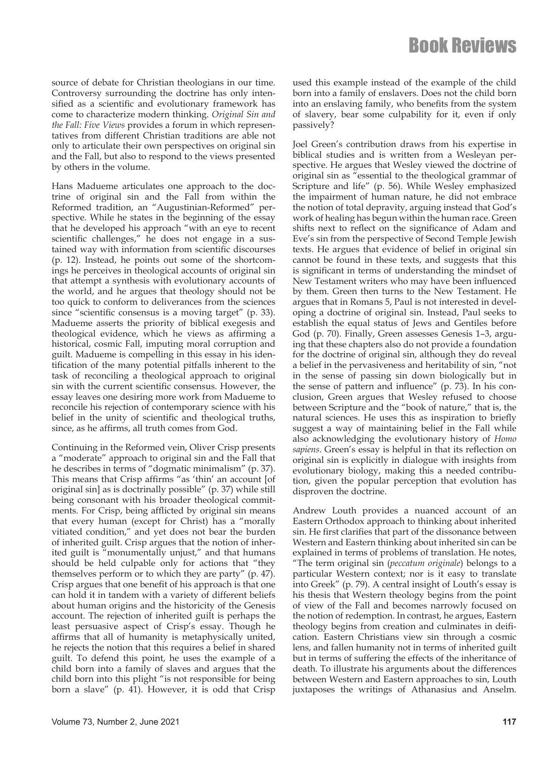source of debate for Christian theologians in our time. Controversy surrounding the doctrine has only intensified as a scientific and evolutionary framework has come to characterize modern thinking. *Original Sin and the Fall: Five Views* provides a forum in which representatives from different Christian traditions are able not only to articulate their own perspectives on original sin and the Fall, but also to respond to the views presented by others in the volume.

Hans Madueme articulates one approach to the doctrine of original sin and the Fall from within the Reformed tradition, an "Augustinian-Reformed" perspective. While he states in the beginning of the essay that he developed his approach "with an eye to recent scientific challenges," he does not engage in a sustained way with information from scientific discourses (p. 12). Instead, he points out some of the shortcomings he perceives in theological accounts of original sin that attempt a synthesis with evolutionary accounts of the world, and he argues that theology should not be too quick to conform to deliverances from the sciences since "scientific consensus is a moving target" (p. 33). Madueme asserts the priority of biblical exegesis and theological evidence, which he views as affirming a historical, cosmic Fall, imputing moral corruption and guilt. Madueme is compelling in this essay in his identification of the many potential pitfalls inherent to the task of reconciling a theological approach to original sin with the current scientific consensus. However, the essay leaves one desiring more work from Madueme to reconcile his rejection of contemporary science with his belief in the unity of scientific and theological truths, since, as he affirms, all truth comes from God.

Continuing in the Reformed vein, Oliver Crisp presents a "moderate" approach to original sin and the Fall that he describes in terms of "dogmatic minimalism" (p. 37). This means that Crisp affirms "as 'thin' an account [of original sin] as is doctrinally possible" (p. 37) while still being consonant with his broader theological commitments. For Crisp, being afflicted by original sin means that every human (except for Christ) has a "morally vitiated condition," and yet does not bear the burden of inherited guilt. Crisp argues that the notion of inherited guilt is "monumentally unjust," and that humans should be held culpable only for actions that "they themselves perform or to which they are party" (p. 47). Crisp argues that one benefit of his approach is that one can hold it in tandem with a variety of different beliefs about human origins and the historicity of the Genesis account. The rejection of inherited guilt is perhaps the least persuasive aspect of Crisp's essay. Though he affirms that all of humanity is metaphysically united, he rejects the notion that this requires a belief in shared guilt. To defend this point, he uses the example of a child born into a family of slaves and argues that the child born into this plight "is not responsible for being born a slave" (p. 41). However, it is odd that Crisp used this example instead of the example of the child born into a family of enslavers. Does not the child born into an enslaving family, who benefits from the system of slavery, bear some culpability for it, even if only passively?

Joel Green's contribution draws from his expertise in biblical studies and is written from a Wesleyan perspective. He argues that Wesley viewed the doctrine of original sin as "essential to the theological grammar of Scripture and life" (p. 56). While Wesley emphasized the impairment of human nature, he did not embrace the notion of total depravity, arguing instead that God's work of healing has begun within the human race. Green shifts next to reflect on the significance of Adam and Eve's sin from the perspective of Second Temple Jewish texts. He argues that evidence of belief in original sin cannot be found in these texts, and suggests that this is significant in terms of understanding the mindset of New Testament writers who may have been influenced by them. Green then turns to the New Testament. He argues that in Romans 5, Paul is not interested in developing a doctrine of original sin. Instead, Paul seeks to establish the equal status of Jews and Gentiles before God (p. 70). Finally, Green assesses Genesis 1–3, arguing that these chapters also do not provide a foundation for the doctrine of original sin, although they do reveal a belief in the pervasiveness and heritability of sin, "not in the sense of passing sin down biologically but in the sense of pattern and influence" (p. 73). In his conclusion, Green argues that Wesley refused to choose between Scripture and the "book of nature," that is, the natural sciences. He uses this as inspiration to briefly suggest a way of maintaining belief in the Fall while also acknowledging the evolutionary history of *Homo sapiens*. Green's essay is helpful in that its reflection on original sin is explicitly in dialogue with insights from evolutionary biology, making this a needed contribution, given the popular perception that evolution has disproven the doctrine.

Andrew Louth provides a nuanced account of an Eastern Orthodox approach to thinking about inherited sin. He first clarifies that part of the dissonance between Western and Eastern thinking about inherited sin can be explained in terms of problems of translation. He notes, "The term original sin (*peccatum originale*) belongs to a particular Western context; nor is it easy to translate into Greek" (p. 79). A central insight of Louth's essay is his thesis that Western theology begins from the point of view of the Fall and becomes narrowly focused on the notion of redemption. In contrast, he argues, Eastern theology begins from creation and culminates in deification. Eastern Christians view sin through a cosmic lens, and fallen humanity not in terms of inherited guilt but in terms of suffering the effects of the inheritance of death. To illustrate his arguments about the differences between Western and Eastern approaches to sin, Louth juxtaposes the writings of Athanasius and Anselm.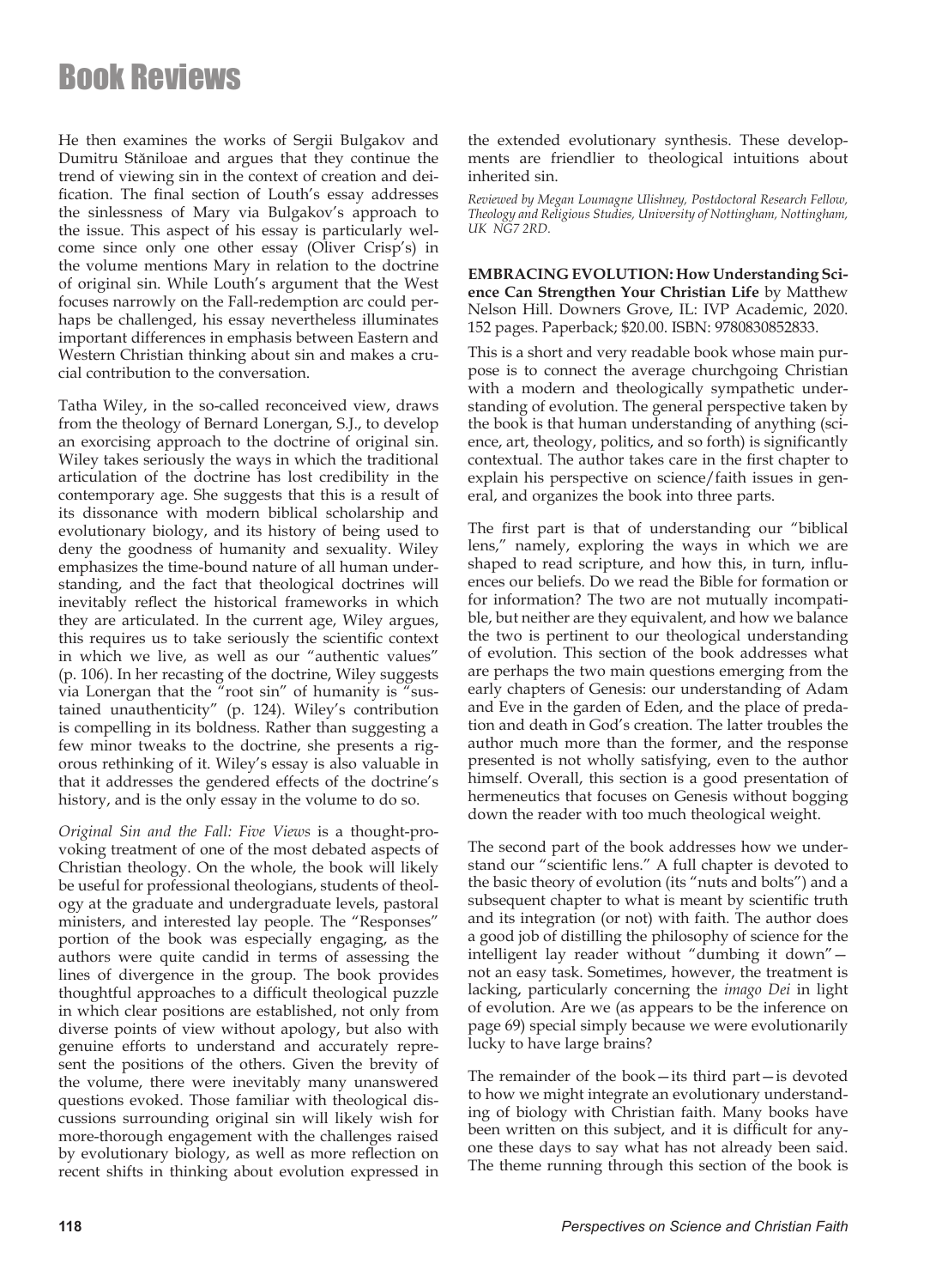He then examines the works of Sergii Bulgakov and Dumitru Stăniloae and argues that they continue the trend of viewing sin in the context of creation and deification. The final section of Louth's essay addresses the sinlessness of Mary via Bulgakov's approach to the issue. This aspect of his essay is particularly welcome since only one other essay (Oliver Crisp's) in the volume mentions Mary in relation to the doctrine of original sin. While Louth's argument that the West focuses narrowly on the Fall-redemption arc could perhaps be challenged, his essay nevertheless illuminates important differences in emphasis between Eastern and Western Christian thinking about sin and makes a crucial contribution to the conversation.

Tatha Wiley, in the so-called reconceived view, draws from the theology of Bernard Lonergan, S.J., to develop an exorcising approach to the doctrine of original sin. Wiley takes seriously the ways in which the traditional articulation of the doctrine has lost credibility in the contemporary age. She suggests that this is a result of its dissonance with modern biblical scholarship and evolutionary biology, and its history of being used to deny the goodness of humanity and sexuality. Wiley emphasizes the time-bound nature of all human understanding, and the fact that theological doctrines will inevitably reflect the historical frameworks in which they are articulated. In the current age, Wiley argues, this requires us to take seriously the scientific context in which we live, as well as our "authentic values" (p. 106). In her recasting of the doctrine, Wiley suggests via Lonergan that the "root sin" of humanity is "sustained unauthenticity" (p. 124). Wiley's contribution is compelling in its boldness. Rather than suggesting a few minor tweaks to the doctrine, she presents a rigorous rethinking of it. Wiley's essay is also valuable in that it addresses the gendered effects of the doctrine's history, and is the only essay in the volume to do so.

*Original Sin and the Fall: Five Views* is a thought-provoking treatment of one of the most debated aspects of Christian theology. On the whole, the book will likely be useful for professional theologians, students of theology at the graduate and undergraduate levels, pastoral ministers, and interested lay people. The "Responses" portion of the book was especially engaging, as the authors were quite candid in terms of assessing the lines of divergence in the group. The book provides thoughtful approaches to a difficult theological puzzle in which clear positions are established, not only from diverse points of view without apology, but also with genuine efforts to understand and accurately represent the positions of the others. Given the brevity of the volume, there were inevitably many unanswered questions evoked. Those familiar with theological discussions surrounding original sin will likely wish for more-thorough engagement with the challenges raised by evolutionary biology, as well as more reflection on recent shifts in thinking about evolution expressed in the extended evolutionary synthesis. These developments are friendlier to theological intuitions about inherited sin.

*Reviewed by Megan Loumagne Ulishney, Postdoctoral Research Fellow, Theology and Religious Studies, University of Nottingham, Nottingham, UK NG7 2RD.*

**EMBRACING EVOLUTION: How Understanding Science Can Strengthen Your Christian Life** by Matthew Nelson Hill. Downers Grove, IL: IVP Academic, 2020. 152 pages. Paperback; $20.00. ISBN: 9780830852833.

This is a short and very readable book whose main purpose is to connect the average churchgoing Christian with a modern and theologically sympathetic understanding of evolution. The general perspective taken by the book is that human understanding of anything (science, art, theology, politics, and so forth) is significantly contextual. The author takes care in the first chapter to explain his perspective on science/faith issues in general, and organizes the book into three parts.

The first part is that of understanding our "biblical lens," namely, exploring the ways in which we are shaped to read scripture, and how this, in turn, influences our beliefs. Do we read the Bible for formation or for information? The two are not mutually incompatible, but neither are they equivalent, and how we balance the two is pertinent to our theological understanding of evolution. This section of the book addresses what are perhaps the two main questions emerging from the early chapters of Genesis: our understanding of Adam and Eve in the garden of Eden, and the place of predation and death in God's creation. The latter troubles the author much more than the former, and the response presented is not wholly satisfying, even to the author himself. Overall, this section is a good presentation of hermeneutics that focuses on Genesis without bogging down the reader with too much theological weight.

The second part of the book addresses how we understand our "scientific lens." A full chapter is devoted to the basic theory of evolution (its "nuts and bolts") and a subsequent chapter to what is meant by scientific truth and its integration (or not) with faith. The author does a good job of distilling the philosophy of science for the intelligent lay reader without "dumbing it down"—not an easy task. Sometimes, however, the treatment is lacking, particularly concerning the *imago Dei* in light of evolution. Are we (as appears to be the inference on page 69) special simply because we were evolutionarily lucky to have large brains?

The remainder of the book—its third part—is devoted to how we might integrate an evolutionary understanding of biology with Christian faith. Many books have been written on this subject, and it is difficult for anyone these days to say what has not already been said. The theme running through this section of the book is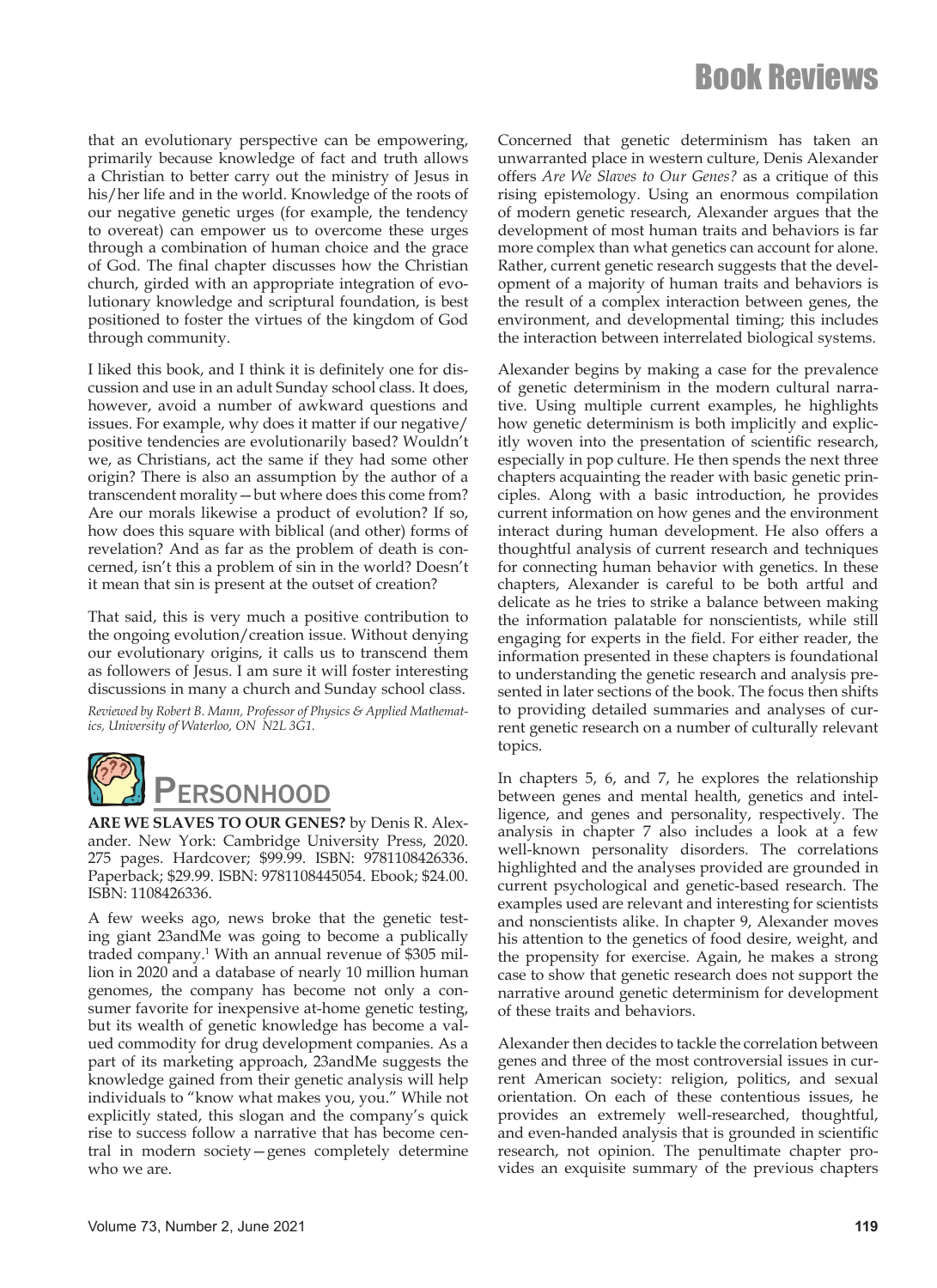that an evolutionary perspective can be empowering, primarily because knowledge of fact and truth allows a Christian to better carry out the ministry of Jesus in his/her life and in the world. Knowledge of the roots of our negative genetic urges (for example, the tendency to overeat) can empower us to overcome these urges through a combination of human choice and the grace of God. The final chapter discusses how the Christian church, girded with an appropriate integration of evolutionary knowledge and scriptural foundation, is best positioned to foster the virtues of the kingdom of God through community.

I liked this book, and I think it is definitely one for discussion and use in an adult Sunday school class. It does, however, avoid a number of awkward questions and issues. For example, why does it matter if our negative/positive tendencies are evolutionarily based? Wouldn't we, as Christians, act the same if they had some other origin? There is also an assumption by the author of a transcendent morality—but where does this come from? Are our morals likewise a product of evolution? If so, how does this square with biblical (and other) forms of revelation? And as far as the problem of death is concerned, isn't this a problem of sin in the world? Doesn't it mean that sin is present at the outset of creation?

That said, this is very much a positive contribution to the ongoing evolution/creation issue. Without denying our evolutionary origins, it calls us to transcend them as followers of Jesus. I am sure it will foster interesting discussions in many a church and Sunday school class.

*Reviewed by Robert B. Mann, Professor of Physics & Applied Mathematics, University of Waterloo, ON N2L 3G1.*

## Personhood

**ARE WE SLAVES TO OUR GENES?** by Denis R. Alexander. New York: Cambridge University Press, 2020. 275 pages. Hardcover; $99.99. ISBN: 9781108426336. Paperback; $29.99. ISBN: 9781108445054. Ebook; $24.00. ISBN: 1108426336.

A few weeks ago, news broke that the genetic testing giant 23andMe was going to become a publically traded company.[1] With an annual revenue of $305 million in 2020 and a database of nearly 10 million human genomes, the company has become not only a consumer favorite for inexpensive at-home genetic testing, but its wealth of genetic knowledge has become a valued commodity for drug development companies. As a part of its marketing approach, 23andMe suggests the knowledge gained from their genetic analysis will help individuals to "know what makes you, you." While not explicitly stated, this slogan and the company's quick rise to success follow a narrative that has become central in modern society—genes completely determine who we are.

Concerned that genetic determinism has taken an unwarranted place in western culture, Denis Alexander offers *Are We Slaves to Our Genes?* as a critique of this rising epistemology. Using an enormous compilation of modern genetic research, Alexander argues that the development of most human traits and behaviors is far more complex than what genetics can account for alone. Rather, current genetic research suggests that the development of a majority of human traits and behaviors is the result of a complex interaction between genes, the environment, and developmental timing; this includes the interaction between interrelated biological systems.

Alexander begins by making a case for the prevalence of genetic determinism in the modern cultural narrative. Using multiple current examples, he highlights how genetic determinism is both implicitly and explicitly woven into the presentation of scientific research, especially in pop culture. He then spends the next three chapters acquainting the reader with basic genetic principles. Along with a basic introduction, he provides current information on how genes and the environment interact during human development. He also offers a thoughtful analysis of current research and techniques for connecting human behavior with genetics. In these chapters, Alexander is careful to be both artful and delicate as he tries to strike a balance between making the information palatable for nonscientists, while still engaging for experts in the field. For either reader, the information presented in these chapters is foundational to understanding the genetic research and analysis presented in later sections of the book. The focus then shifts to providing detailed summaries and analyses of current genetic research on a number of culturally relevant topics.

In chapters 5, 6, and 7, he explores the relationship between genes and mental health, genetics and intelligence, and genes and personality, respectively. The analysis in chapter 7 also includes a look at a few well-known personality disorders. The correlations highlighted and the analyses provided are grounded in current psychological and genetic-based research. The examples used are relevant and interesting for scientists and nonscientists alike. In chapter 9, Alexander moves his attention to the genetics of food desire, weight, and the propensity for exercise. Again, he makes a strong case to show that genetic research does not support the narrative around genetic determinism for development of these traits and behaviors.

Alexander then decides to tackle the correlation between genes and three of the most controversial issues in current American society: religion, politics, and sexual orientation. On each of these contentious issues, he provides an extremely well-researched, thoughtful, and even-handed analysis that is grounded in scientific research, not opinion. The penultimate chapter provides an exquisite summary of the previous chapters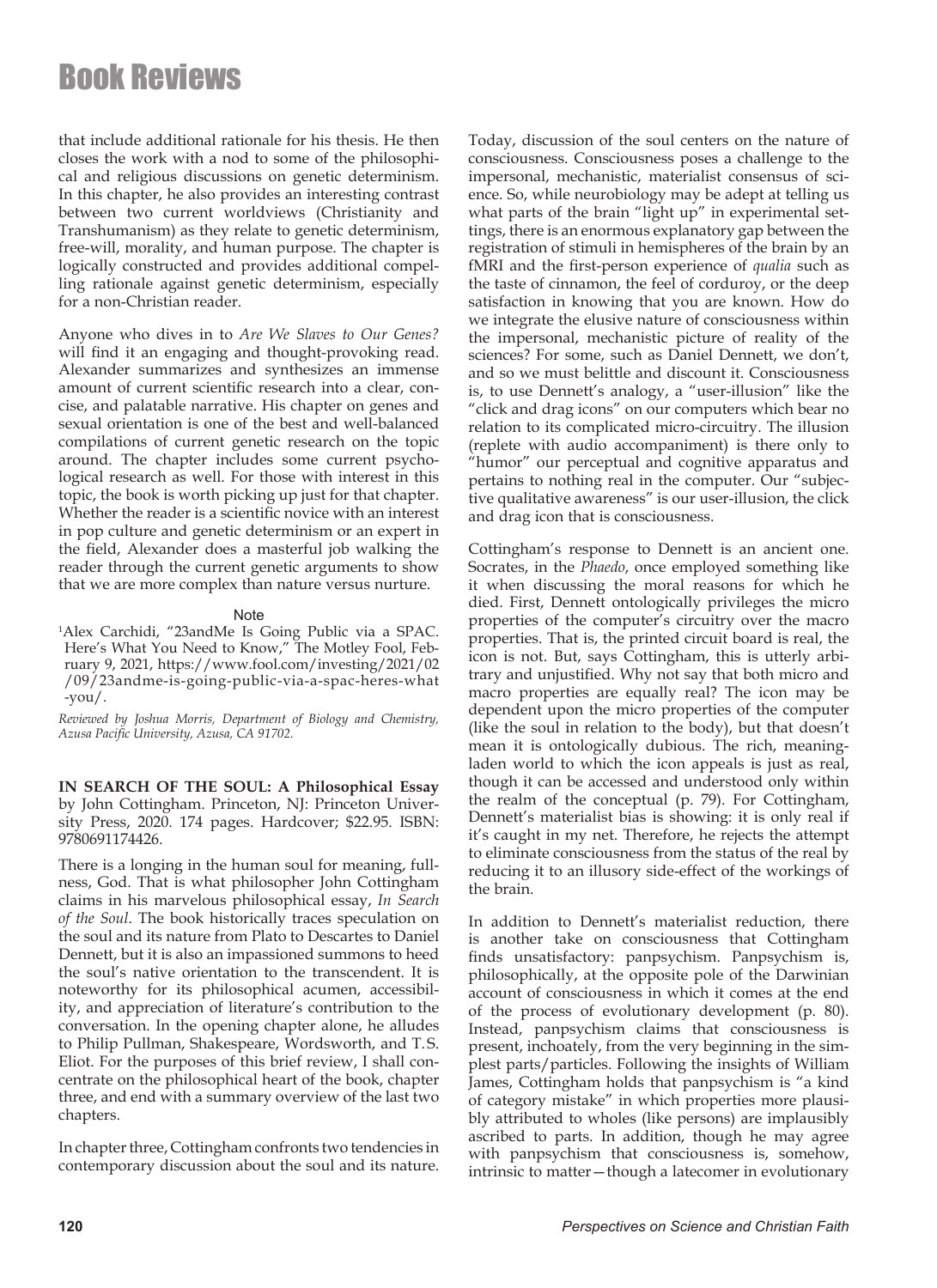that include additional rationale for his thesis. He then closes the work with a nod to some of the philosophical and religious discussions on genetic determinism. In this chapter, he also provides an interesting contrast between two current worldviews (Christianity and Transhumanism) as they relate to genetic determinism, free-will, morality, and human purpose. The chapter is logically constructed and provides additional compelling rationale against genetic determinism, especially for a non-Christian reader.

Anyone who dives in to *Are We Slaves to Our Genes?* will find it an engaging and thought-provoking read. Alexander summarizes and synthesizes an immense amount of current scientific research into a clear, concise, and palatable narrative. His chapter on genes and sexual orientation is one of the best and well-balanced compilations of current genetic research on the topic around. The chapter includes some current psychological research as well. For those with interest in this topic, the book is worth picking up just for that chapter. Whether the reader is a scientific novice with an interest in pop culture and genetic determinism or an expert in the field, Alexander does a masterful job walking the reader through the current genetic arguments to show that we are more complex than nature versus nurture.

Note

[1]Alex Carchidi, "23andMe Is Going Public via a SPAC. Here's What You Need to Know," The Motley Fool, February 9, 2021, https://www.fool.com/investing/2021/02/09/23andme-is-going-public-via-a-spac-heres-what-you/.

*Reviewed by Joshua Morris, Department of Biology and Chemistry, Azusa Pacific University, Azusa, CA 91702.*

**IN SEARCH OF THE SOUL: A Philosophical Essay** by John Cottingham. Princeton, NJ: Princeton University Press, 2020. 174 pages. Hardcover; $22.95. ISBN: 9780691174426.

There is a longing in the human soul for meaning, fullness, God. That is what philosopher John Cottingham claims in his marvelous philosophical essay, *In Search of the Soul*. The book historically traces speculation on the soul and its nature from Plato to Descartes to Daniel Dennett, but it is also an impassioned summons to heed the soul's native orientation to the transcendent. It is noteworthy for its philosophical acumen, accessibility, and appreciation of literature's contribution to the conversation. In the opening chapter alone, he alludes to Philip Pullman, Shakespeare, Wordsworth, and T.S. Eliot. For the purposes of this brief review, I shall concentrate on the philosophical heart of the book, chapter three, and end with a summary overview of the last two chapters.

In chapter three, Cottingham confronts two tendencies in contemporary discussion about the soul and its nature. Today, discussion of the soul centers on the nature of consciousness. Consciousness poses a challenge to the impersonal, mechanistic, materialist consensus of science. So, while neurobiology may be adept at telling us what parts of the brain "light up" in experimental settings, there is an enormous explanatory gap between the registration of stimuli in hemispheres of the brain by an fMRI and the first-person experience of *qualia* such as the taste of cinnamon, the feel of corduroy, or the deep satisfaction in knowing that you are known. How do we integrate the elusive nature of consciousness within the impersonal, mechanistic picture of reality of the sciences? For some, such as Daniel Dennett, we don't, and so we must belittle and discount it. Consciousness is, to use Dennett's analogy, a "user-illusion" like the "click and drag icons" on our computers which bear no relation to its complicated micro-circuitry. The illusion (replete with audio accompaniment) is there only to "humor" our perceptual and cognitive apparatus and pertains to nothing real in the computer. Our "subjective qualitative awareness" is our user-illusion, the click and drag icon that is consciousness.

Cottingham's response to Dennett is an ancient one. Socrates, in the *Phaedo*, once employed something like it when discussing the moral reasons for which he died. First, Dennett ontologically privileges the micro properties of the computer's circuitry over the macro properties. That is, the printed circuit board is real, the icon is not. But, says Cottingham, this is utterly arbitrary and unjustified. Why not say that both micro and macro properties are equally real? The icon may be dependent upon the micro properties of the computer (like the soul in relation to the body), but that doesn't mean it is ontologically dubious. The rich, meaning-laden world to which the icon appeals is just as real, though it can be accessed and understood only within the realm of the conceptual (p. 79). For Cottingham, Dennett's materialist bias is showing: it is only real if it's caught in my net. Therefore, he rejects the attempt to eliminate consciousness from the status of the real by reducing it to an illusory side-effect of the workings of the brain.

In addition to Dennett's materialist reduction, there is another take on consciousness that Cottingham finds unsatisfactory: panpsychism. Panpsychism is, philosophically, at the opposite pole of the Darwinian account of consciousness in which it comes at the end of the process of evolutionary development (p. 80). Instead, panpsychism claims that consciousness is present, inchoately, from the very beginning in the simplest parts/particles. Following the insights of William James, Cottingham holds that panpsychism is "a kind of category mistake" in which properties more plausibly attributed to wholes (like persons) are implausibly ascribed to parts. In addition, though he may agree with panpsychism that consciousness is, somehow, intrinsic to matter—though a latecomer in evolutionary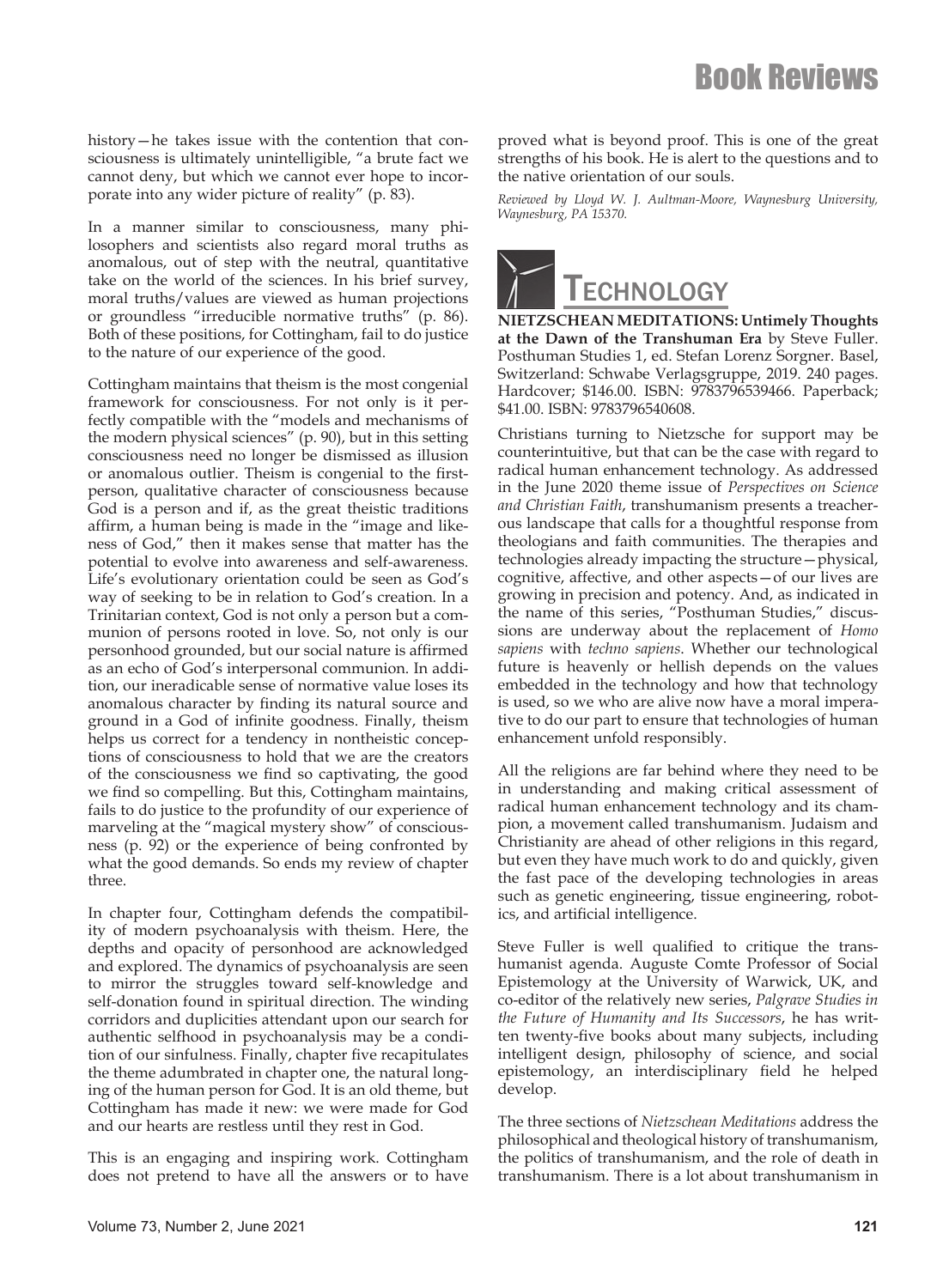history—he takes issue with the contention that consciousness is ultimately unintelligible, "a brute fact we cannot deny, but which we cannot ever hope to incorporate into any wider picture of reality" (p. 83).

In a manner similar to consciousness, many philosophers and scientists also regard moral truths as anomalous, out of step with the neutral, quantitative take on the world of the sciences. In his brief survey, moral truths/values are viewed as human projections or groundless "irreducible normative truths" (p. 86). Both of these positions, for Cottingham, fail to do justice to the nature of our experience of the good.

Cottingham maintains that theism is the most congenial framework for consciousness. For not only is it perfectly compatible with the "models and mechanisms of the modern physical sciences" (p. 90), but in this setting consciousness need no longer be dismissed as illusion or anomalous outlier. Theism is congenial to the first-person, qualitative character of consciousness because God is a person and if, as the great theistic traditions affirm, a human being is made in the "image and likeness of God," then it makes sense that matter has the potential to evolve into awareness and self-awareness. Life's evolutionary orientation could be seen as God's way of seeking to be in relation to God's creation. In a Trinitarian context, God is not only a person but a communion of persons rooted in love. So, not only is our personhood grounded, but our social nature is affirmed as an echo of God's interpersonal communion. In addition, our ineradicable sense of normative value loses its anomalous character by finding its natural source and ground in a God of infinite goodness. Finally, theism helps us correct for a tendency in nontheistic conceptions of consciousness to hold that we are the creators of the consciousness we find so captivating, the good we find so compelling. But this, Cottingham maintains, fails to do justice to the profundity of our experience of marveling at the "magical mystery show" of consciousness (p. 92) or the experience of being confronted by what the good demands. So ends my review of chapter three.

In chapter four, Cottingham defends the compatibility of modern psychoanalysis with theism. Here, the depths and opacity of personhood are acknowledged and explored. The dynamics of psychoanalysis are seen to mirror the struggles toward self-knowledge and self-donation found in spiritual direction. The winding corridors and duplicities attendant upon our search for authentic selfhood in psychoanalysis may be a condition of our sinfulness. Finally, chapter five recapitulates the theme adumbrated in chapter one, the natural longing of the human person for God. It is an old theme, but Cottingham has made it new: we were made for God and our hearts are restless until they rest in God.

This is an engaging and inspiring work. Cottingham does not pretend to have all the answers or to have proved what is beyond proof. This is one of the great strengths of his book. He is alert to the questions and to the native orientation of our souls.

*Reviewed by Lloyd W. J. Aultman-Moore, Waynesburg University, Waynesburg, PA 15370.*

## Technology

**NIETZSCHEAN MEDITATIONS: Untimely Thoughts at the Dawn of the Transhuman Era** by Steve Fuller. Posthuman Studies 1, ed. Stefan Lorenz Sorgner. Basel, Switzerland: Schwabe Verlagsgruppe, 2019. 240 pages. Hardcover; $146.00. ISBN: 9783796539466. Paperback; $41.00. ISBN: 9783796540608.

Christians turning to Nietzsche for support may be counterintuitive, but that can be the case with regard to radical human enhancement technology. As addressed in the June 2020 theme issue of *Perspectives on Science and Christian Faith*, transhumanism presents a treacherous landscape that calls for a thoughtful response from theologians and faith communities. The therapies and technologies already impacting the structure—physical, cognitive, affective, and other aspects—of our lives are growing in precision and potency. And, as indicated in the name of this series, "Posthuman Studies," discussions are underway about the replacement of *Homo sapiens* with *techno sapiens*. Whether our technological future is heavenly or hellish depends on the values embedded in the technology and how that technology is used, so we who are alive now have a moral imperative to do our part to ensure that technologies of human enhancement unfold responsibly.

All the religions are far behind where they need to be in understanding and making critical assessment of radical human enhancement technology and its champion, a movement called transhumanism. Judaism and Christianity are ahead of other religions in this regard, but even they have much work to do and quickly, given the fast pace of the developing technologies in areas such as genetic engineering, tissue engineering, robotics, and artificial intelligence.

Steve Fuller is well qualified to critique the transhumanist agenda. Auguste Comte Professor of Social Epistemology at the University of Warwick, UK, and co-editor of the relatively new series, *Palgrave Studies in the Future of Humanity and Its Successors*, he has written twenty-five books about many subjects, including intelligent design, philosophy of science, and social epistemology, an interdisciplinary field he helped develop.

The three sections of *Nietzschean Meditations* address the philosophical and theological history of transhumanism, the politics of transhumanism, and the role of death in transhumanism. There is a lot about transhumanism in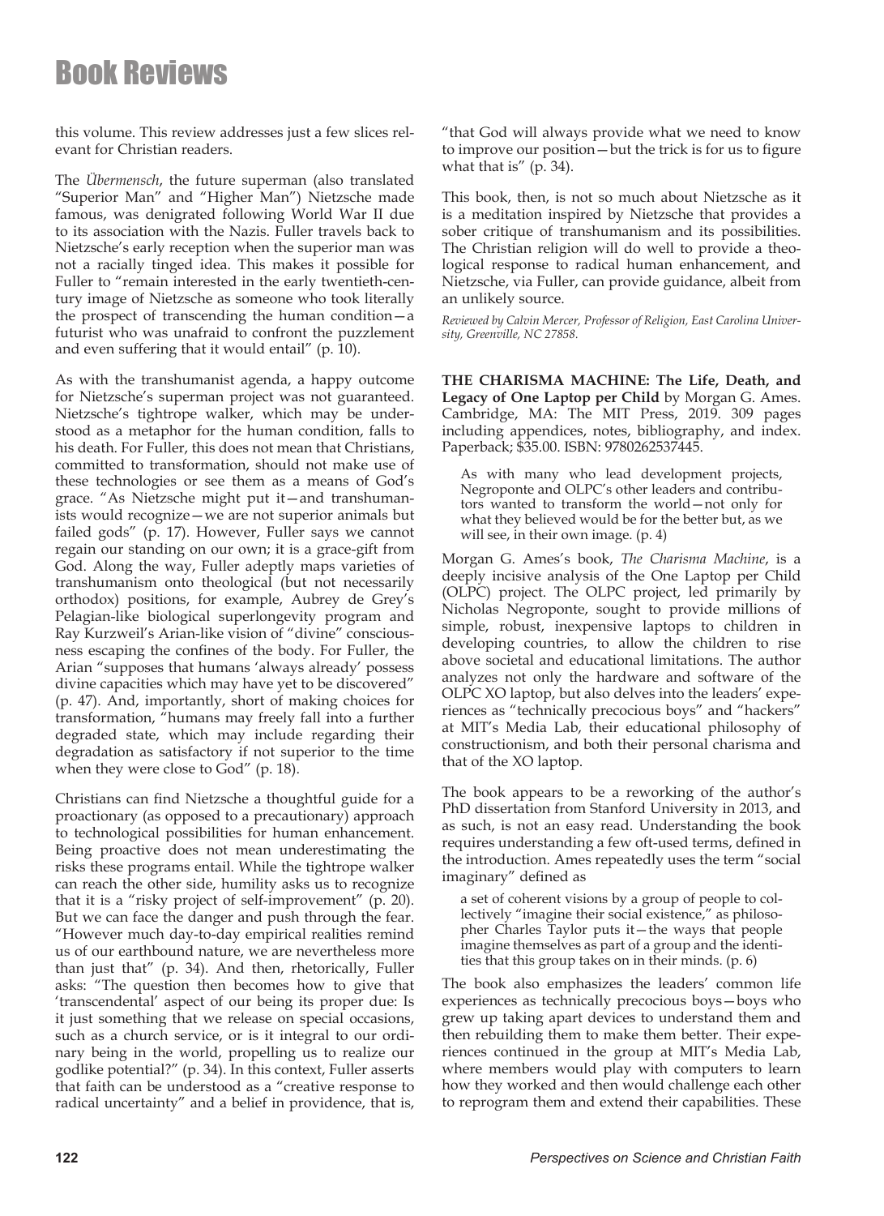this volume. This review addresses just a few slices relevant for Christian readers.

The *Übermensch*, the future superman (also translated "Superior Man" and "Higher Man") Nietzsche made famous, was denigrated following World War II due to its association with the Nazis. Fuller travels back to Nietzsche's early reception when the superior man was not a racially tinged idea. This makes it possible for Fuller to "remain interested in the early twentieth-century image of Nietzsche as someone who took literally the prospect of transcending the human condition—a futurist who was unafraid to confront the puzzlement and even suffering that it would entail" (p. 10).

As with the transhumanist agenda, a happy outcome for Nietzsche's superman project was not guaranteed. Nietzsche's tightrope walker, which may be understood as a metaphor for the human condition, falls to his death. For Fuller, this does not mean that Christians, committed to transformation, should not make use of these technologies or see them as a means of God's grace. "As Nietzsche might put it—and transhumanists would recognize—we are not superior animals but failed gods" (p. 17). However, Fuller says we cannot regain our standing on our own; it is a grace-gift from God. Along the way, Fuller adeptly maps varieties of transhumanism onto theological (but not necessarily orthodox) positions, for example, Aubrey de Grey's Pelagian-like biological superlongevity program and Ray Kurzweil's Arian-like vision of "divine" consciousness escaping the confines of the body. For Fuller, the Arian "supposes that humans 'always already' possess divine capacities which may have yet to be discovered" (p. 47). And, importantly, short of making choices for transformation, "humans may freely fall into a further degraded state, which may include regarding their degradation as satisfactory if not superior to the time when they were close to God" (p. 18).

Christians can find Nietzsche a thoughtful guide for a proactionary (as opposed to a precautionary) approach to technological possibilities for human enhancement. Being proactive does not mean underestimating the risks these programs entail. While the tightrope walker can reach the other side, humility asks us to recognize that it is a "risky project of self-improvement" (p. 20). But we can face the danger and push through the fear. "However much day-to-day empirical realities remind us of our earthbound nature, we are nevertheless more than just that" (p. 34). And then, rhetorically, Fuller asks: "The question then becomes how to give that 'transcendental' aspect of our being its proper due: Is it just something that we release on special occasions, such as a church service, or is it integral to our ordinary being in the world, propelling us to realize our godlike potential?" (p. 34). In this context, Fuller asserts that faith can be understood as a "creative response to radical uncertainty" and a belief in providence, that is, "that God will always provide what we need to know to improve our position—but the trick is for us to figure what that is" (p. 34).

This book, then, is not so much about Nietzsche as it is a meditation inspired by Nietzsche that provides a sober critique of transhumanism and its possibilities. The Christian religion will do well to provide a theological response to radical human enhancement, and Nietzsche, via Fuller, can provide guidance, albeit from an unlikely source.

*Reviewed by Calvin Mercer, Professor of Religion, East Carolina University, Greenville, NC 27858.*

**THE CHARISMA MACHINE: The Life, Death, and Legacy of One Laptop per Child** by Morgan G. Ames. Cambridge, MA: The MIT Press, 2019. 309 pages including appendices, notes, bibliography, and index. Paperback; $35.00. ISBN: 9780262537445.

> As with many who lead development projects, Negroponte and OLPC's other leaders and contributors wanted to transform the world—not only for what they believed would be for the better but, as we will see, in their own image. (p. 4)

Morgan G. Ames's book, *The Charisma Machine*, is a deeply incisive analysis of the One Laptop per Child (OLPC) project. The OLPC project, led primarily by Nicholas Negroponte, sought to provide millions of simple, robust, inexpensive laptops to children in developing countries, to allow the children to rise above societal and educational limitations. The author analyzes not only the hardware and software of the OLPC XO laptop, but also delves into the leaders' experiences as "technically precocious boys" and "hackers" at MIT's Media Lab, their educational philosophy of constructionism, and both their personal charisma and that of the XO laptop.

The book appears to be a reworking of the author's PhD dissertation from Stanford University in 2013, and as such, is not an easy read. Understanding the book requires understanding a few oft-used terms, defined in the introduction. Ames repeatedly uses the term "social imaginary" defined as

> a set of coherent visions by a group of people to collectively "imagine their social existence," as philosopher Charles Taylor puts it—the ways that people imagine themselves as part of a group and the identities that this group takes on in their minds. (p. 6)

The book also emphasizes the leaders' common life experiences as technically precocious boys—boys who grew up taking apart devices to understand them and then rebuilding them to make them better. Their experiences continued in the group at MIT's Media Lab, where members would play with computers to learn how they worked and then would challenge each other to reprogram them and extend their capabilities. These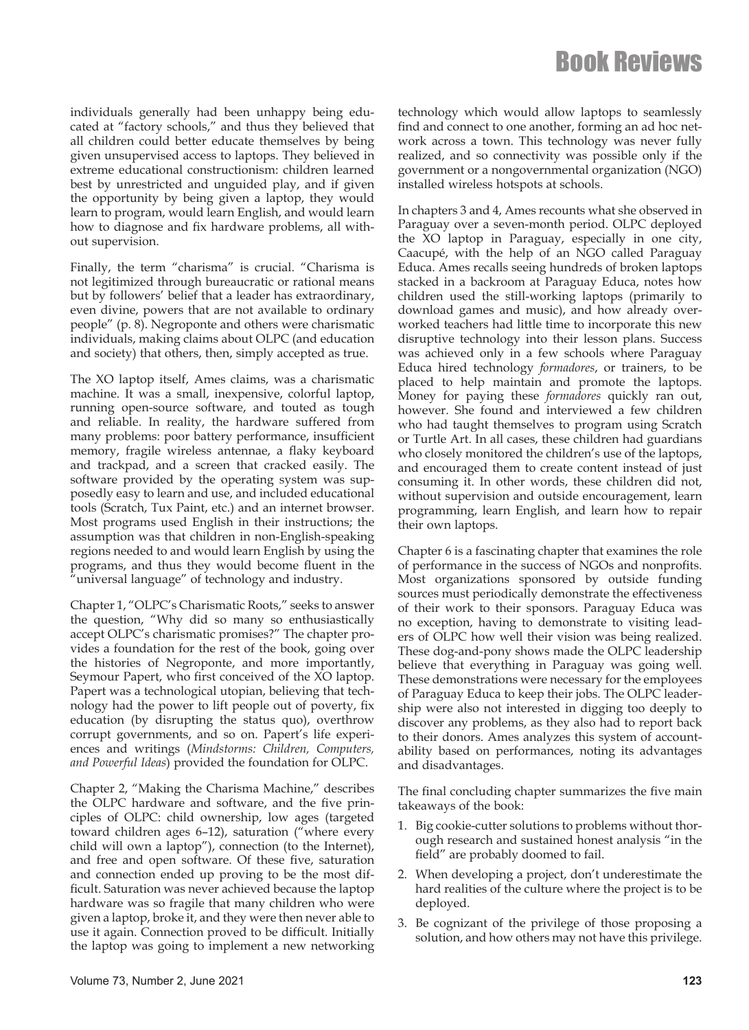individuals generally had been unhappy being educated at "factory schools," and thus they believed that all children could better educate themselves by being given unsupervised access to laptops. They believed in extreme educational constructionism: children learned best by unrestricted and unguided play, and if given the opportunity by being given a laptop, they would learn to program, would learn English, and would learn how to diagnose and fix hardware problems, all without supervision.

Finally, the term "charisma" is crucial. "Charisma is not legitimized through bureaucratic or rational means but by followers' belief that a leader has extraordinary, even divine, powers that are not available to ordinary people" (p. 8). Negroponte and others were charismatic individuals, making claims about OLPC (and education and society) that others, then, simply accepted as true.

The XO laptop itself, Ames claims, was a charismatic machine. It was a small, inexpensive, colorful laptop, running open-source software, and touted as tough and reliable. In reality, the hardware suffered from many problems: poor battery performance, insufficient memory, fragile wireless antennae, a flaky keyboard and trackpad, and a screen that cracked easily. The software provided by the operating system was supposedly easy to learn and use, and included educational tools (Scratch, Tux Paint, etc.) and an internet browser. Most programs used English in their instructions; the assumption was that children in non-English-speaking regions needed to and would learn English by using the programs, and thus they would become fluent in the "universal language" of technology and industry.

Chapter 1, "OLPC's Charismatic Roots," seeks to answer the question, "Why did so many so enthusiastically accept OLPC's charismatic promises?" The chapter provides a foundation for the rest of the book, going over the histories of Negroponte, and more importantly, Seymour Papert, who first conceived of the XO laptop. Papert was a technological utopian, believing that technology had the power to lift people out of poverty, fix education (by disrupting the status quo), overthrow corrupt governments, and so on. Papert's life experiences and writings (*Mindstorms: Children, Computers, and Powerful Ideas*) provided the foundation for OLPC.

Chapter 2, "Making the Charisma Machine," describes the OLPC hardware and software, and the five principles of OLPC: child ownership, low ages (targeted toward children ages 6–12), saturation ("where every child will own a laptop"), connection (to the Internet), and free and open software. Of these five, saturation and connection ended up proving to be the most difficult. Saturation was never achieved because the laptop hardware was so fragile that many children who were given a laptop, broke it, and they were then never able to use it again. Connection proved to be difficult. Initially the laptop was going to implement a new networking technology which would allow laptops to seamlessly find and connect to one another, forming an ad hoc network across a town. This technology was never fully realized, and so connectivity was possible only if the government or a nongovernmental organization (NGO) installed wireless hotspots at schools.

In chapters 3 and 4, Ames recounts what she observed in Paraguay over a seven-month period. OLPC deployed the XO laptop in Paraguay, especially in one city, Caacupé, with the help of an NGO called Paraguay Educa. Ames recalls seeing hundreds of broken laptops stacked in a backroom at Paraguay Educa, notes how children used the still-working laptops (primarily to download games and music), and how already overworked teachers had little time to incorporate this new disruptive technology into their lesson plans. Success was achieved only in a few schools where Paraguay Educa hired technology *formadores*, or trainers, to be placed to help maintain and promote the laptops. Money for paying these *formadores* quickly ran out, however. She found and interviewed a few children who had taught themselves to program using Scratch or Turtle Art. In all cases, these children had guardians who closely monitored the children's use of the laptops, and encouraged them to create content instead of just consuming it. In other words, these children did not, without supervision and outside encouragement, learn programming, learn English, and learn how to repair their own laptops.

Chapter 6 is a fascinating chapter that examines the role of performance in the success of NGOs and nonprofits. Most organizations sponsored by outside funding sources must periodically demonstrate the effectiveness of their work to their sponsors. Paraguay Educa was no exception, having to demonstrate to visiting leaders of OLPC how well their vision was being realized. These dog-and-pony shows made the OLPC leadership believe that everything in Paraguay was going well. These demonstrations were necessary for the employees of Paraguay Educa to keep their jobs. The OLPC leadership were also not interested in digging too deeply to discover any problems, as they also had to report back to their donors. Ames analyzes this system of accountability based on performances, noting its advantages and disadvantages.

The final concluding chapter summarizes the five main takeaways of the book:

1. Big cookie-cutter solutions to problems without thorough research and sustained honest analysis "in the field" are probably doomed to fail.
2. When developing a project, don't underestimate the hard realities of the culture where the project is to be deployed.
3. Be cognizant of the privilege of those proposing a solution, and how others may not have this privilege.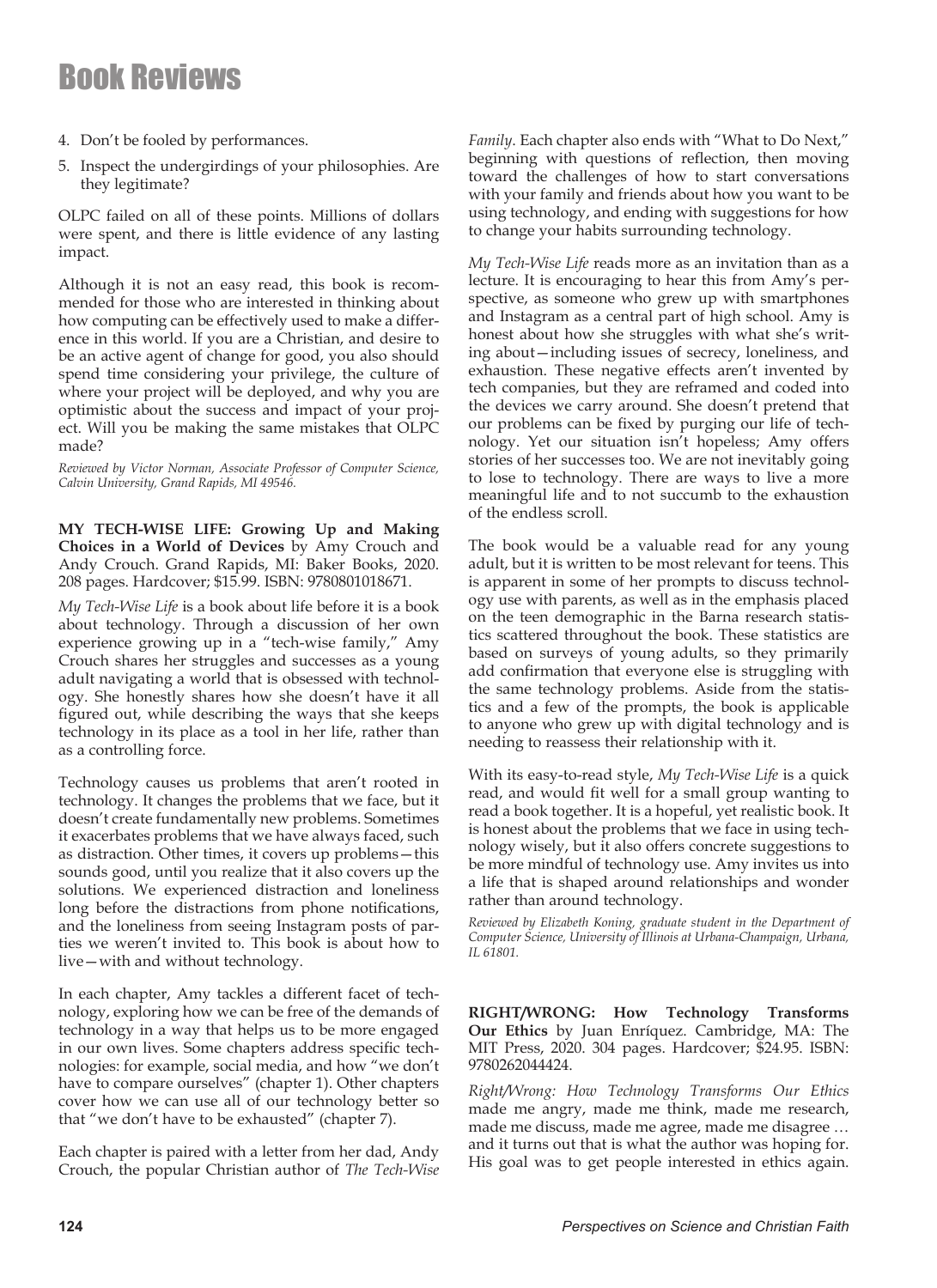4. Don't be fooled by performances.
5. Inspect the undergirdings of your philosophies. Are they legitimate?

OLPC failed on all of these points. Millions of dollars were spent, and there is little evidence of any lasting impact.

Although it is not an easy read, this book is recommended for those who are interested in thinking about how computing can be effectively used to make a difference in this world. If you are a Christian, and desire to be an active agent of change for good, you also should spend time considering your privilege, the culture of where your project will be deployed, and why you are optimistic about the success and impact of your project. Will you be making the same mistakes that OLPC made?

*Reviewed by Victor Norman, Associate Professor of Computer Science, Calvin University, Grand Rapids, MI 49546.*

**MY TECH-WISE LIFE: Growing Up and Making Choices in a World of Devices** by Amy Crouch and Andy Crouch. Grand Rapids, MI: Baker Books, 2020. 208 pages. Hardcover; $15.99. ISBN: 9780801018671.

*My Tech-Wise Life* is a book about life before it is a book about technology. Through a discussion of her own experience growing up in a "tech-wise family," Amy Crouch shares her struggles and successes as a young adult navigating a world that is obsessed with technology. She honestly shares how she doesn't have it all figured out, while describing the ways that she keeps technology in its place as a tool in her life, rather than as a controlling force.

Technology causes us problems that aren't rooted in technology. It changes the problems that we face, but it doesn't create fundamentally new problems. Sometimes it exacerbates problems that we have always faced, such as distraction. Other times, it covers up problems—this sounds good, until you realize that it also covers up the solutions. We experienced distraction and loneliness long before the distractions from phone notifications, and the loneliness from seeing Instagram posts of parties we weren't invited to. This book is about how to live—with and without technology.

In each chapter, Amy tackles a different facet of technology, exploring how we can be free of the demands of technology in a way that helps us to be more engaged in our own lives. Some chapters address specific technologies: for example, social media, and how "we don't have to compare ourselves" (chapter 1). Other chapters cover how we can use all of our technology better so that "we don't have to be exhausted" (chapter 7).

Each chapter is paired with a letter from her dad, Andy Crouch, the popular Christian author of *The Tech-Wise Family*. Each chapter also ends with "What to Do Next," beginning with questions of reflection, then moving toward the challenges of how to start conversations with your family and friends about how you want to be using technology, and ending with suggestions for how to change your habits surrounding technology.

*My Tech-Wise Life* reads more as an invitation than as a lecture. It is encouraging to hear this from Amy's perspective, as someone who grew up with smartphones and Instagram as a central part of high school. Amy is honest about how she struggles with what she's writing about—including issues of secrecy, loneliness, and exhaustion. These negative effects aren't invented by tech companies, but they are reframed and coded into the devices we carry around. She doesn't pretend that our problems can be fixed by purging our life of technology. Yet our situation isn't hopeless; Amy offers stories of her successes too. We are not inevitably going to lose to technology. There are ways to live a more meaningful life and to not succumb to the exhaustion of the endless scroll.

The book would be a valuable read for any young adult, but it is written to be most relevant for teens. This is apparent in some of her prompts to discuss technology use with parents, as well as in the emphasis placed on the teen demographic in the Barna research statistics scattered throughout the book. These statistics are based on surveys of young adults, so they primarily add confirmation that everyone else is struggling with the same technology problems. Aside from the statistics and a few of the prompts, the book is applicable to anyone who grew up with digital technology and is needing to reassess their relationship with it.

With its easy-to-read style, *My Tech-Wise Life* is a quick read, and would fit well for a small group wanting to read a book together. It is a hopeful, yet realistic book. It is honest about the problems that we face in using technology wisely, but it also offers concrete suggestions to be more mindful of technology use. Amy invites us into a life that is shaped around relationships and wonder rather than around technology.

*Reviewed by Elizabeth Koning, graduate student in the Department of Computer Science, University of Illinois at Urbana-Champaign, Urbana, IL 61801.*

**RIGHT/WRONG: How Technology Transforms Our Ethics** by Juan Enríquez. Cambridge, MA: The MIT Press, 2020. 304 pages. Hardcover; $24.95. ISBN: 9780262044424.

*Right/Wrong: How Technology Transforms Our Ethics* made me angry, made me think, made me research, made me discuss, made me agree, made me disagree … and it turns out that is what the author was hoping for. His goal was to get people interested in ethics again.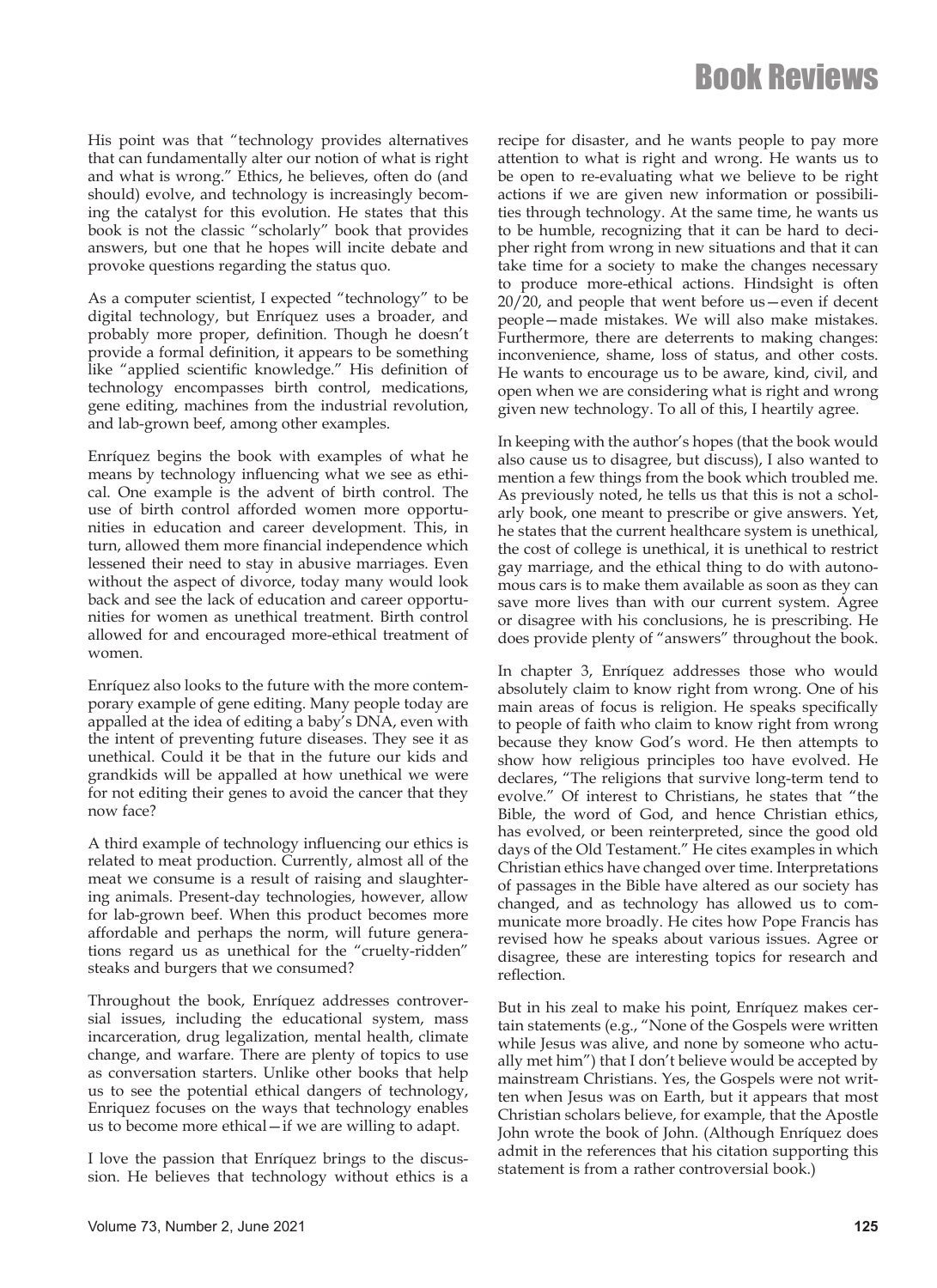His point was that "technology provides alternatives that can fundamentally alter our notion of what is right and what is wrong." Ethics, he believes, often do (and should) evolve, and technology is increasingly becoming the catalyst for this evolution. He states that this book is not the classic "scholarly" book that provides answers, but one that he hopes will incite debate and provoke questions regarding the status quo.

As a computer scientist, I expected "technology" to be digital technology, but Enríquez uses a broader, and probably more proper, definition. Though he doesn't provide a formal definition, it appears to be something like "applied scientific knowledge." His definition of technology encompasses birth control, medications, gene editing, machines from the industrial revolution, and lab-grown beef, among other examples.

Enríquez begins the book with examples of what he means by technology influencing what we see as ethical. One example is the advent of birth control. The use of birth control afforded women more opportunities in education and career development. This, in turn, allowed them more financial independence which lessened their need to stay in abusive marriages. Even without the aspect of divorce, today many would look back and see the lack of education and career opportunities for women as unethical treatment. Birth control allowed for and encouraged more-ethical treatment of women.

Enríquez also looks to the future with the more contemporary example of gene editing. Many people today are appalled at the idea of editing a baby's DNA, even with the intent of preventing future diseases. They see it as unethical. Could it be that in the future our kids and grandkids will be appalled at how unethical we were for not editing their genes to avoid the cancer that they now face?

A third example of technology influencing our ethics is related to meat production. Currently, almost all of the meat we consume is a result of raising and slaughtering animals. Present-day technologies, however, allow for lab-grown beef. When this product becomes more affordable and perhaps the norm, will future generations regard us as unethical for the "cruelty-ridden" steaks and burgers that we consumed?

Throughout the book, Enríquez addresses controversial issues, including the educational system, mass incarceration, drug legalization, mental health, climate change, and warfare. There are plenty of topics to use as conversation starters. Unlike other books that help us to see the potential ethical dangers of technology, Enriquez focuses on the ways that technology enables us to become more ethical—if we are willing to adapt.

I love the passion that Enríquez brings to the discussion. He believes that technology without ethics is a recipe for disaster, and he wants people to pay more attention to what is right and wrong. He wants us to be open to re-evaluating what we believe to be right actions if we are given new information or possibilities through technology. At the same time, he wants us to be humble, recognizing that it can be hard to decipher right from wrong in new situations and that it can take time for a society to make the changes necessary to produce more-ethical actions. Hindsight is often 20/20, and people that went before us—even if decent people—made mistakes. We will also make mistakes. Furthermore, there are deterrents to making changes: inconvenience, shame, loss of status, and other costs. He wants to encourage us to be aware, kind, civil, and open when we are considering what is right and wrong given new technology. To all of this, I heartily agree.

In keeping with the author's hopes (that the book would also cause us to disagree, but discuss), I also wanted to mention a few things from the book which troubled me. As previously noted, he tells us that this is not a scholarly book, one meant to prescribe or give answers. Yet, he states that the current healthcare system is unethical, the cost of college is unethical, it is unethical to restrict gay marriage, and the ethical thing to do with autonomous cars is to make them available as soon as they can save more lives than with our current system. Agree or disagree with his conclusions, he is prescribing. He does provide plenty of "answers" throughout the book.

In chapter 3, Enríquez addresses those who would absolutely claim to know right from wrong. One of his main areas of focus is religion. He speaks specifically to people of faith who claim to know right from wrong because they know God's word. He then attempts to show how religious principles too have evolved. He declares, "The religions that survive long-term tend to evolve." Of interest to Christians, he states that "the Bible, the word of God, and hence Christian ethics, has evolved, or been reinterpreted, since the good old days of the Old Testament." He cites examples in which Christian ethics have changed over time. Interpretations of passages in the Bible have altered as our society has changed, and as technology has allowed us to communicate more broadly. He cites how Pope Francis has revised how he speaks about various issues. Agree or disagree, these are interesting topics for research and reflection.

But in his zeal to make his point, Enríquez makes certain statements (e.g., "None of the Gospels were written while Jesus was alive, and none by someone who actually met him") that I don't believe would be accepted by mainstream Christians. Yes, the Gospels were not written when Jesus was on Earth, but it appears that most Christian scholars believe, for example, that the Apostle John wrote the book of John. (Although Enríquez does admit in the references that his citation supporting this statement is from a rather controversial book.)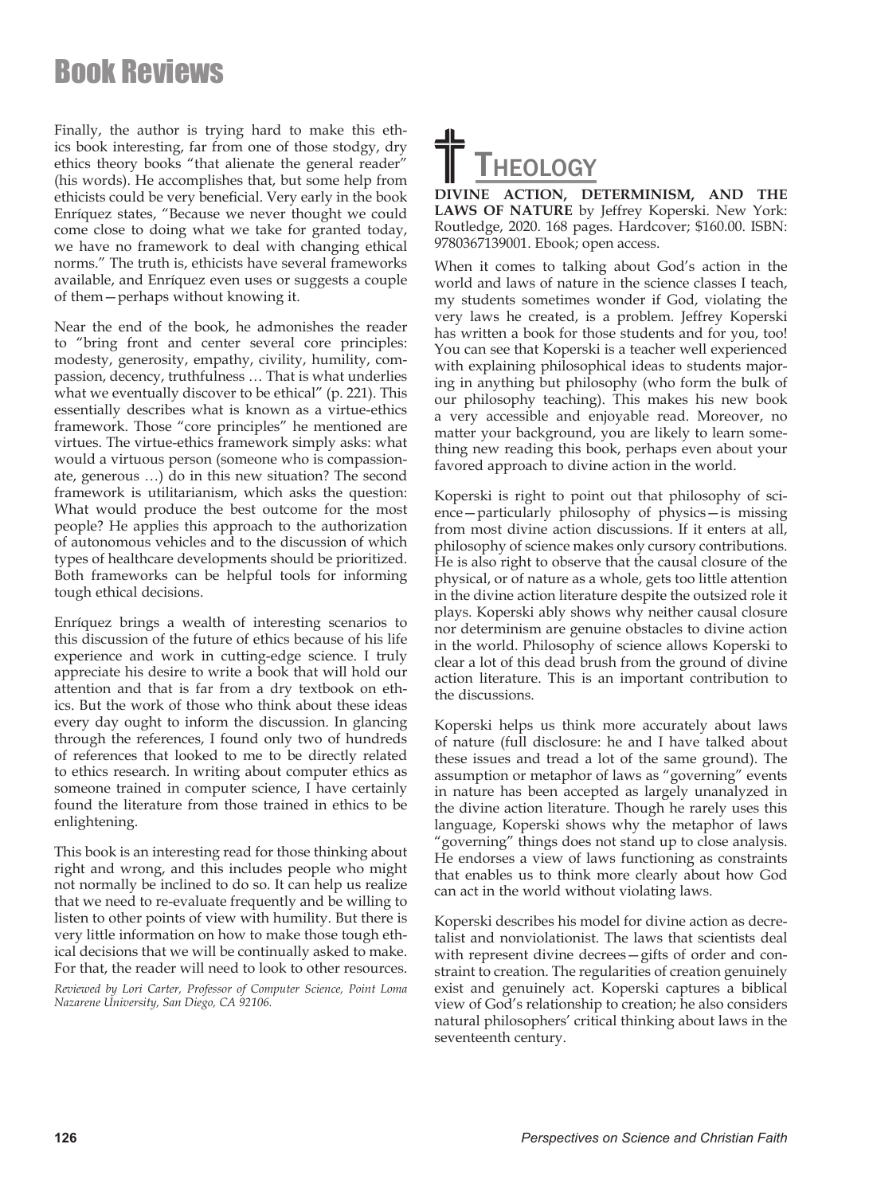Finally, the author is trying hard to make this ethics book interesting, far from one of those stodgy, dry ethics theory books "that alienate the general reader" (his words). He accomplishes that, but some help from ethicists could be very beneficial. Very early in the book Enríquez states, "Because we never thought we could come close to doing what we take for granted today, we have no framework to deal with changing ethical norms." The truth is, ethicists have several frameworks available, and Enríquez even uses or suggests a couple of them—perhaps without knowing it.

Near the end of the book, he admonishes the reader to "bring front and center several core principles: modesty, generosity, empathy, civility, humility, compassion, decency, truthfulness … That is what underlies what we eventually discover to be ethical" (p. 221). This essentially describes what is known as a virtue-ethics framework. Those "core principles" he mentioned are virtues. The virtue-ethics framework simply asks: what would a virtuous person (someone who is compassionate, generous …) do in this new situation? The second framework is utilitarianism, which asks the question: What would produce the best outcome for the most people? He applies this approach to the authorization of autonomous vehicles and to the discussion of which types of healthcare developments should be prioritized. Both frameworks can be helpful tools for informing tough ethical decisions.

Enríquez brings a wealth of interesting scenarios to this discussion of the future of ethics because of his life experience and work in cutting-edge science. I truly appreciate his desire to write a book that will hold our attention and that is far from a dry textbook on ethics. But the work of those who think about these ideas every day ought to inform the discussion. In glancing through the references, I found only two of hundreds of references that looked to me to be directly related to ethics research. In writing about computer ethics as someone trained in computer science, I have certainly found the literature from those trained in ethics to be enlightening.

This book is an interesting read for those thinking about right and wrong, and this includes people who might not normally be inclined to do so. It can help us realize that we need to re-evaluate frequently and be willing to listen to other points of view with humility. But there is very little information on how to make those tough ethical decisions that we will be continually asked to make. For that, the reader will need to look to other resources.

*Reviewed by Lori Carter, Professor of Computer Science, Point Loma Nazarene University, San Diego, CA 92106.*

## Theology

**DIVINE ACTION, DETERMINISM, AND THE LAWS OF NATURE** by Jeffrey Koperski. New York: Routledge, 2020. 168 pages. Hardcover; $160.00. ISBN: 9780367139001. Ebook; open access.

When it comes to talking about God's action in the world and laws of nature in the science classes I teach, my students sometimes wonder if God, violating the very laws he created, is a problem. Jeffrey Koperski has written a book for those students and for you, too! You can see that Koperski is a teacher well experienced with explaining philosophical ideas to students majoring in anything but philosophy (who form the bulk of our philosophy teaching). This makes his new book a very accessible and enjoyable read. Moreover, no matter your background, you are likely to learn something new reading this book, perhaps even about your favored approach to divine action in the world.

Koperski is right to point out that philosophy of science—particularly philosophy of physics—is missing from most divine action discussions. If it enters at all, philosophy of science makes only cursory contributions. He is also right to observe that the causal closure of the physical, or of nature as a whole, gets too little attention in the divine action literature despite the outsized role it plays. Koperski ably shows why neither causal closure nor determinism are genuine obstacles to divine action in the world. Philosophy of science allows Koperski to clear a lot of this dead brush from the ground of divine action literature. This is an important contribution to the discussions.

Koperski helps us think more accurately about laws of nature (full disclosure: he and I have talked about these issues and tread a lot of the same ground). The assumption or metaphor of laws as "governing" events in nature has been accepted as largely unanalyzed in the divine action literature. Though he rarely uses this language, Koperski shows why the metaphor of laws "governing" things does not stand up to close analysis. He endorses a view of laws functioning as constraints that enables us to think more clearly about how God can act in the world without violating laws.

Koperski describes his model for divine action as decretalist and nonviolationist. The laws that scientists deal with represent divine decrees—gifts of order and constraint to creation. The regularities of creation genuinely exist and genuinely act. Koperski captures a biblical view of God's relationship to creation; he also considers natural philosophers' critical thinking about laws in the seventeenth century.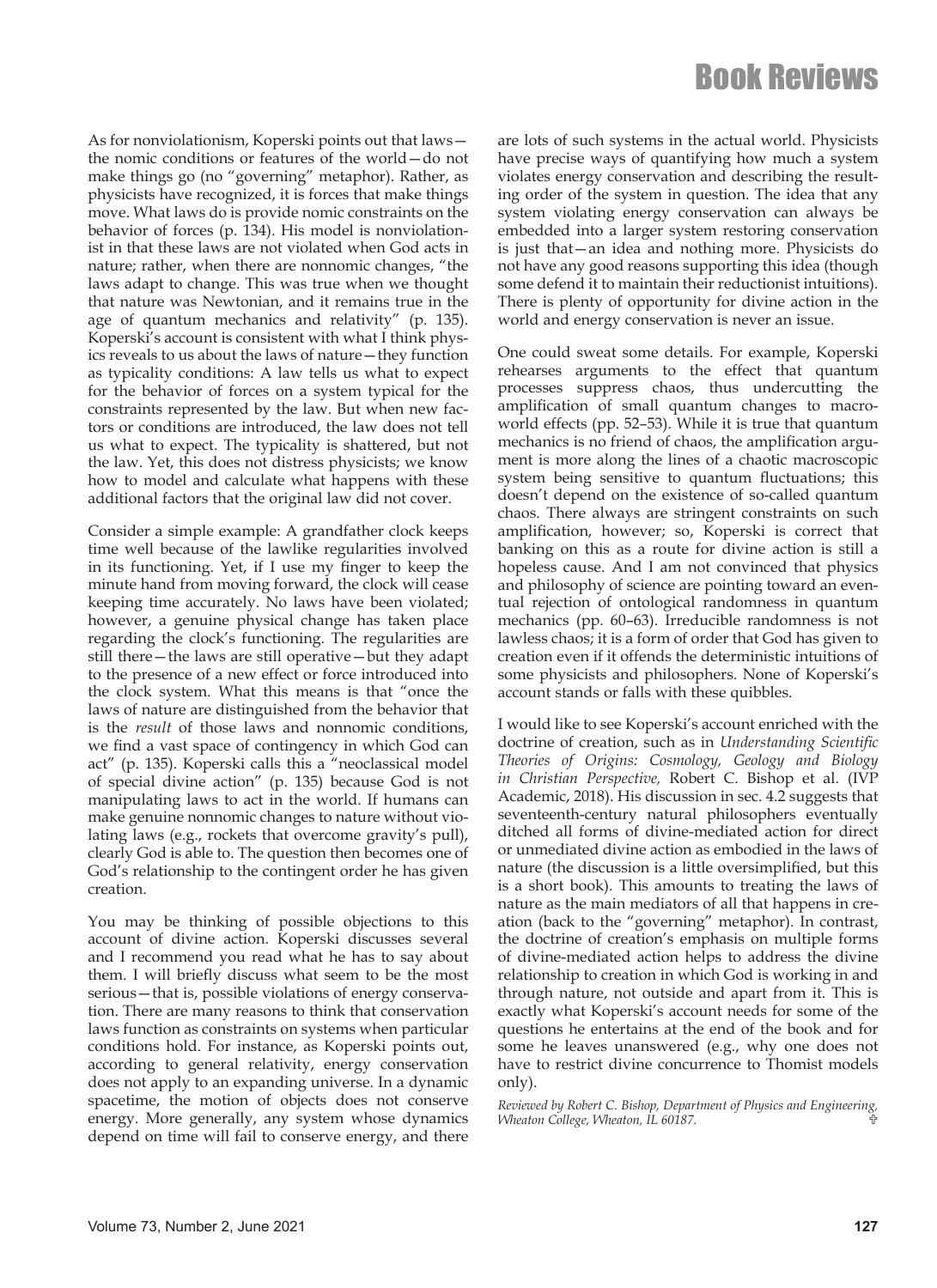As for nonviolationism, Koperski points out that laws—the nomic conditions or features of the world—do not make things go (no "governing" metaphor). Rather, as physicists have recognized, it is forces that make things move. What laws do is provide nomic constraints on the behavior of forces (p. 134). His model is nonviolationist in that these laws are not violated when God acts in nature; rather, when there are nonnomic changes, "the laws adapt to change. This was true when we thought that nature was Newtonian, and it remains true in the age of quantum mechanics and relativity" (p. 135). Koperski's account is consistent with what I think physics reveals to us about the laws of nature—they function as typicality conditions: A law tells us what to expect for the behavior of forces on a system typical for the constraints represented by the law. But when new factors or conditions are introduced, the law does not tell us what to expect. The typicality is shattered, but not the law. Yet, this does not distress physicists; we know how to model and calculate what happens with these additional factors that the original law did not cover.

Consider a simple example: A grandfather clock keeps time well because of the lawlike regularities involved in its functioning. Yet, if I use my finger to keep the minute hand from moving forward, the clock will cease keeping time accurately. No laws have been violated; however, a genuine physical change has taken place regarding the clock's functioning. The regularities are still there—the laws are still operative—but they adapt to the presence of a new effect or force introduced into the clock system. What this means is that "once the laws of nature are distinguished from the behavior that is the *result* of those laws and nonnomic conditions, we find a vast space of contingency in which God can act" (p. 135). Koperski calls this a "neoclassical model of special divine action" (p. 135) because God is not manipulating laws to act in the world. If humans can make genuine nonnomic changes to nature without violating laws (e.g., rockets that overcome gravity's pull), clearly God is able to. The question then becomes one of God's relationship to the contingent order he has given creation.

You may be thinking of possible objections to this account of divine action. Koperski discusses several and I recommend you read what he has to say about them. I will briefly discuss what seem to be the most serious—that is, possible violations of energy conservation. There are many reasons to think that conservation laws function as constraints on systems when particular conditions hold. For instance, as Koperski points out, according to general relativity, energy conservation does not apply to an expanding universe. In a dynamic spacetime, the motion of objects does not conserve energy. More generally, any system whose dynamics depend on time will fail to conserve energy, and there are lots of such systems in the actual world. Physicists have precise ways of quantifying how much a system violates energy conservation and describing the resulting order of the system in question. The idea that any system violating energy conservation can always be embedded into a larger system restoring conservation is just that—an idea and nothing more. Physicists do not have any good reasons supporting this idea (though some defend it to maintain their reductionist intuitions). There is plenty of opportunity for divine action in the world and energy conservation is never an issue.

One could sweat some details. For example, Koperski rehearses arguments to the effect that quantum processes suppress chaos, thus undercutting the amplification of small quantum changes to macroworld effects (pp. 52–53). While it is true that quantum mechanics is no friend of chaos, the amplification argument is more along the lines of a chaotic macroscopic system being sensitive to quantum fluctuations; this doesn't depend on the existence of so-called quantum chaos. There always are stringent constraints on such amplification, however; so, Koperski is correct that banking on this as a route for divine action is still a hopeless cause. And I am not convinced that physics and philosophy of science are pointing toward an eventual rejection of ontological randomness in quantum mechanics (pp. 60–63). Irreducible randomness is not lawless chaos; it is a form of order that God has given to creation even if it offends the deterministic intuitions of some physicists and philosophers. None of Koperski's account stands or falls with these quibbles.

I would like to see Koperski's account enriched with the doctrine of creation, such as in *Understanding Scientific Theories of Origins: Cosmology, Geology and Biology in Christian Perspective,* Robert C. Bishop et al. (IVP Academic, 2018). His discussion in sec. 4.2 suggests that seventeenth-century natural philosophers eventually ditched all forms of divine-mediated action for direct or unmediated divine action as embodied in the laws of nature (the discussion is a little oversimplified, but this is a short book). This amounts to treating the laws of nature as the main mediators of all that happens in creation (back to the "governing" metaphor). In contrast, the doctrine of creation's emphasis on multiple forms of divine-mediated action helps to address the divine relationship to creation in which God is working in and through nature, not outside and apart from it. This is exactly what Koperski's account needs for some of the questions he entertains at the end of the book and for some he leaves unanswered (e.g., why one does not have to restrict divine concurrence to Thomist models only).

*Reviewed by Robert C. Bishop, Department of Physics and Engineering, Wheaton College, Wheaton, IL 60187.*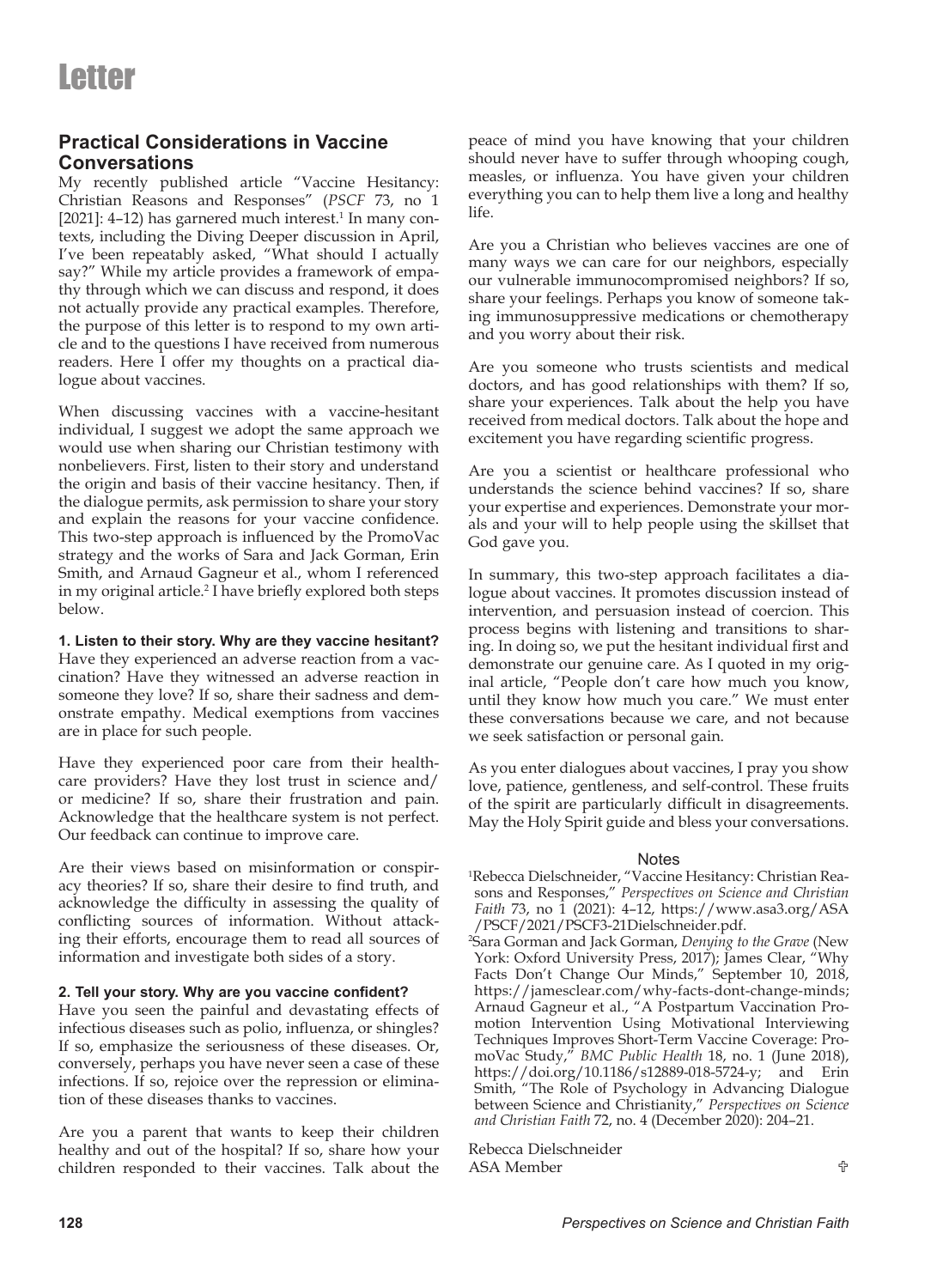# Letter

## Practical Considerations in Vaccine Conversations

My recently published article "Vaccine Hesitancy: Christian Reasons and Responses" (*PSCF* 73, no 1 [2021]: 4–12) has garnered much interest.[1] In many contexts, including the Diving Deeper discussion in April, I've been repeatably asked, "What should I actually say?" While my article provides a framework of empathy through which we can discuss and respond, it does not actually provide any practical examples. Therefore, the purpose of this letter is to respond to my own article and to the questions I have received from numerous readers. Here I offer my thoughts on a practical dialogue about vaccines.

When discussing vaccines with a vaccine-hesitant individual, I suggest we adopt the same approach we would use when sharing our Christian testimony with nonbelievers. First, listen to their story and understand the origin and basis of their vaccine hesitancy. Then, if the dialogue permits, ask permission to share your story and explain the reasons for your vaccine confidence. This two-step approach is influenced by the PromoVac strategy and the works of Sara and Jack Gorman, Erin Smith, and Arnaud Gagneur et al., whom I referenced in my original article.[2] I have briefly explored both steps below.

**1. Listen to their story. Why are they vaccine hesitant?**
Have they experienced an adverse reaction from a vaccination? Have they witnessed an adverse reaction in someone they love? If so, share their sadness and demonstrate empathy. Medical exemptions from vaccines are in place for such people.

Have they experienced poor care from their healthcare providers? Have they lost trust in science and/or medicine? If so, share their frustration and pain. Acknowledge that the healthcare system is not perfect. Our feedback can continue to improve care.

Are their views based on misinformation or conspiracy theories? If so, share their desire to find truth, and acknowledge the difficulty in assessing the quality of conflicting sources of information. Without attacking their efforts, encourage them to read all sources of information and investigate both sides of a story.

**2. Tell your story. Why are you vaccine confident?**
Have you seen the painful and devastating effects of infectious diseases such as polio, influenza, or shingles? If so, emphasize the seriousness of these diseases. Or, conversely, perhaps you have never seen a case of these infections. If so, rejoice over the repression or elimination of these diseases thanks to vaccines.

Are you a parent that wants to keep their children healthy and out of the hospital? If so, share how your children responded to their vaccines. Talk about the peace of mind you have knowing that your children should never have to suffer through whooping cough, measles, or influenza. You have given your children everything you can to help them live a long and healthy life.

Are you a Christian who believes vaccines are one of many ways we can care for our neighbors, especially our vulnerable immunocompromised neighbors? If so, share your feelings. Perhaps you know of someone taking immunosuppressive medications or chemotherapy and you worry about their risk.

Are you someone who trusts scientists and medical doctors, and has good relationships with them? If so, share your experiences. Talk about the help you have received from medical doctors. Talk about the hope and excitement you have regarding scientific progress.

Are you a scientist or healthcare professional who understands the science behind vaccines? If so, share your expertise and experiences. Demonstrate your morals and your will to help people using the skillset that God gave you.

In summary, this two-step approach facilitates a dialogue about vaccines. It promotes discussion instead of intervention, and persuasion instead of coercion. This process begins with listening and transitions to sharing. In doing so, we put the hesitant individual first and demonstrate our genuine care. As I quoted in my original article, "People don't care how much you know, until they know how much you care." We must enter these conversations because we care, and not because we seek satisfaction or personal gain.

As you enter dialogues about vaccines, I pray you show love, patience, gentleness, and self-control. These fruits of the spirit are particularly difficult in disagreements. May the Holy Spirit guide and bless your conversations.

### Notes

[1] Rebecca Dielschneider, "Vaccine Hesitancy: Christian Reasons and Responses," *Perspectives on Science and Christian Faith* 73, no 1 (2021): 4–12, https://www.asa3.org/ASA/PSCF/2021/PSCF3-21Dielschneider.pdf.

[2] Sara Gorman and Jack Gorman, *Denying to the Grave* (New York: Oxford University Press, 2017); James Clear, "Why Facts Don't Change Our Minds," September 10, 2018, https://jamesclear.com/why-facts-dont-change-minds; Arnaud Gagneur et al., "A Postpartum Vaccination Promotion Intervention Using Motivational Interviewing Techniques Improves Short-Term Vaccine Coverage: PromoVac Study," *BMC Public Health* 18, no. 1 (June 2018), https://doi.org/10.1186/s12889-018-5724-y; and Erin Smith, "The Role of Psychology in Advancing Dialogue between Science and Christianity," *Perspectives on Science and Christian Faith* 72, no. 4 (December 2020): 204–21.

Rebecca Dielschneider
ASA Member